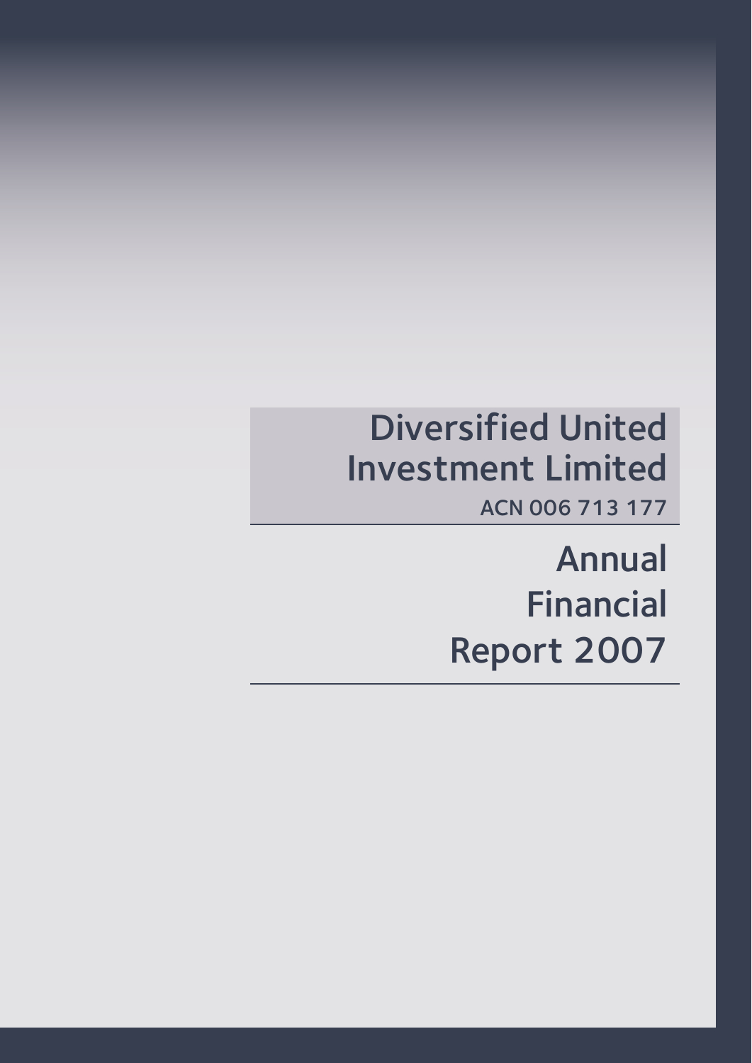# Diversified United Investment Limited

ACN 006 713 177

# Annual Financial Report 2007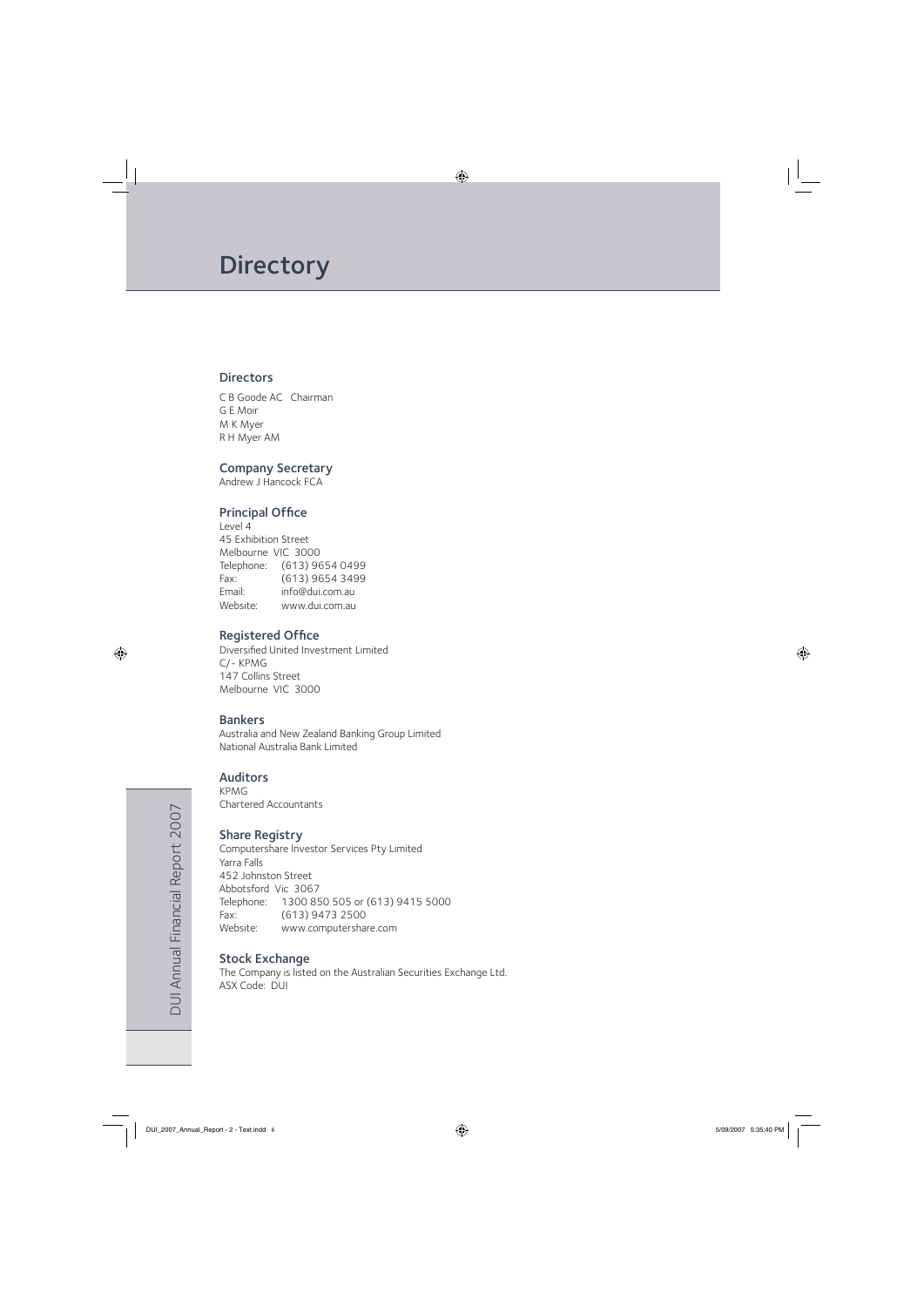# Directory

## Directors

C B Goode AC Chairman
G E Moir
M K Myer
R H Myer AM

## Company Secretary

Andrew J Hancock FCA

## Principal Office

Level 4
45 Exhibition Street
Melbourne VIC 3000
Telephone: (613) 9654 0499
Fax: (613) 9654 3499
Email: info@dui.com.au
Website: www.dui.com.au

## Registered Office

Diversified United Investment Limited
C/- KPMG
147 Collins Street
Melbourne VIC 3000

## Bankers

Australia and New Zealand Banking Group Limited
National Australia Bank Limited

## Auditors

KPMG
Chartered Accountants

## Share Registry

Computershare Investor Services Pty Limited
Yarra Falls
452 Johnston Street
Abbotsford Vic 3067
Telephone: 1300 850 505 or (613) 9415 5000
Fax: (613) 9473 2500
Website: www.computershare.com

## Stock Exchange

The Company is listed on the Australian Securities Exchange Ltd.
ASX Code: DUI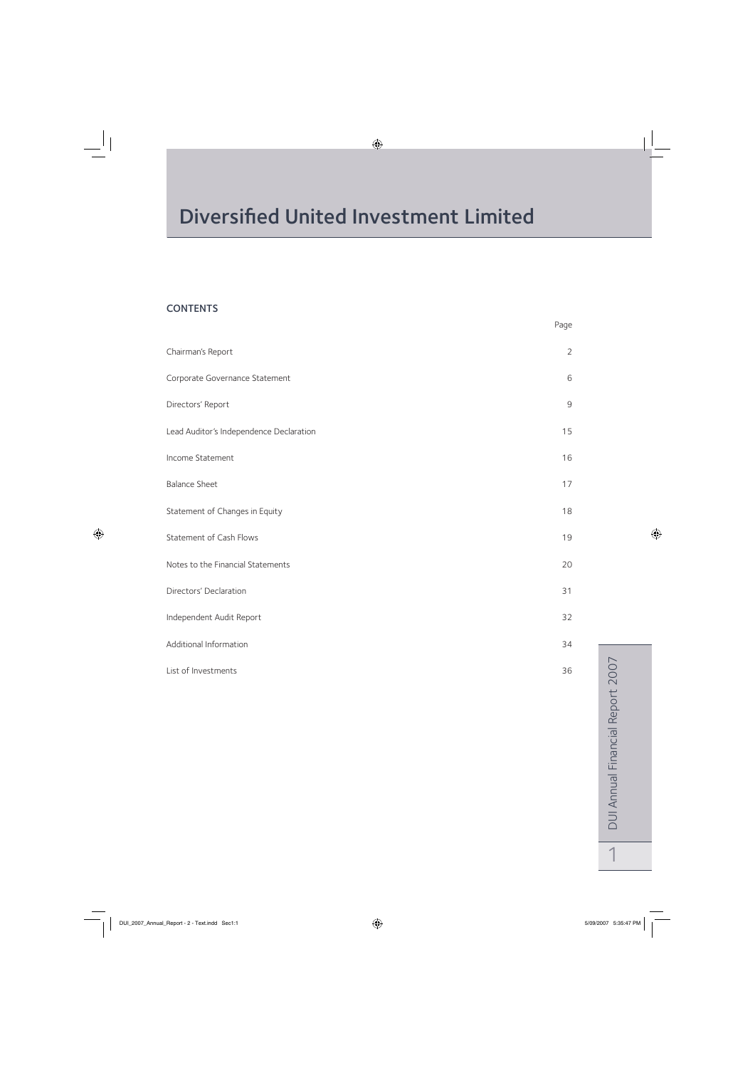# Diversified United Investment Limited

## CONTENTS

| | Page |
|---|---|
| Chairman's Report | 2 |
| Corporate Governance Statement | 6 |
| Directors' Report | 9 |
| Lead Auditor's Independence Declaration | 15 |
| Income Statement | 16 |
| Balance Sheet | 17 |
| Statement of Changes in Equity | 18 |
| Statement of Cash Flows | 19 |
| Notes to the Financial Statements | 20 |
| Directors' Declaration | 31 |
| Independent Audit Report | 32 |
| Additional Information | 34 |
| List of Investments | 36 |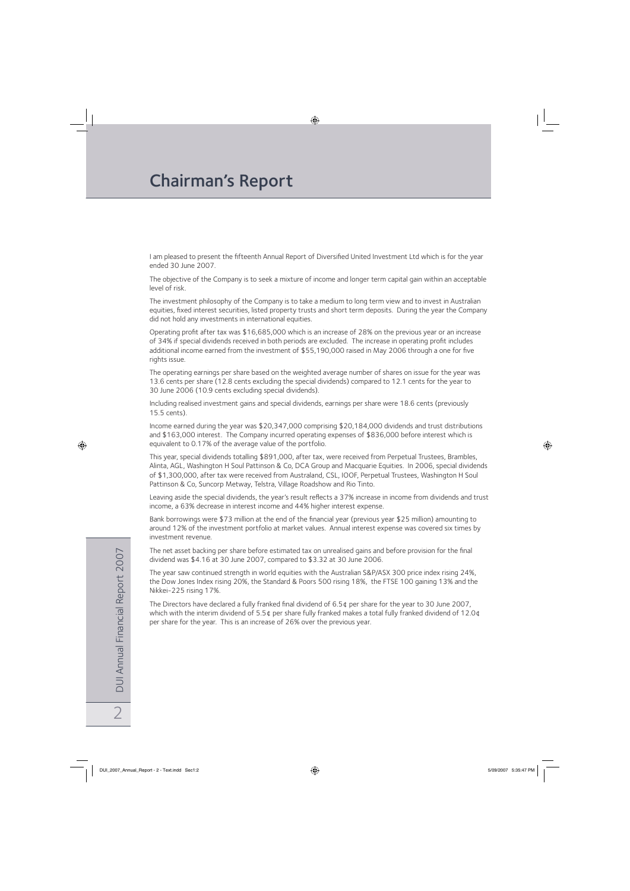# Chairman's Report

I am pleased to present the fifteenth Annual Report of Diversified United Investment Ltd which is for the year ended 30 June 2007.

The objective of the Company is to seek a mixture of income and longer term capital gain within an acceptable level of risk.

The investment philosophy of the Company is to take a medium to long term view and to invest in Australian equities, fixed interest securities, listed property trusts and short term deposits. During the year the Company did not hold any investments in international equities.

Operating profit after tax was $16,685,000 which is an increase of 28% on the previous year or an increase of 34% if special dividends received in both periods are excluded. The increase in operating profit includes additional income earned from the investment of $55,190,000 raised in May 2006 through a one for five rights issue.

The operating earnings per share based on the weighted average number of shares on issue for the year was 13.6 cents per share (12.8 cents excluding the special dividends) compared to 12.1 cents for the year to 30 June 2006 (10.9 cents excluding special dividends).

Including realised investment gains and special dividends, earnings per share were 18.6 cents (previously 15.5 cents).

Income earned during the year was $20,347,000 comprising $20,184,000 dividends and trust distributions and $163,000 interest. The Company incurred operating expenses of $836,000 before interest which is equivalent to 0.17% of the average value of the portfolio.

This year, special dividends totalling $891,000, after tax, were received from Perpetual Trustees, Brambles, Alinta, AGL, Washington H Soul Pattinson & Co, DCA Group and Macquarie Equities. In 2006, special dividends of $1,300,000, after tax were received from Australand, CSL, IOOF, Perpetual Trustees, Washington H Soul Pattinson & Co, Suncorp Metway, Telstra, Village Roadshow and Rio Tinto.

Leaving aside the special dividends, the year's result reflects a 37% increase in income from dividends and trust income, a 63% decrease in interest income and 44% higher interest expense.

Bank borrowings were $73 million at the end of the financial year (previous year $25 million) amounting to around 12% of the investment portfolio at market values. Annual interest expense was covered six times by investment revenue.

The net asset backing per share before estimated tax on unrealised gains and before provision for the final dividend was $4.16 at 30 June 2007, compared to $3.32 at 30 June 2006.

The year saw continued strength in world equities with the Australian S&P/ASX 300 price index rising 24%, the Dow Jones Index rising 20%, the Standard & Poors 500 rising 18%, the FTSE 100 gaining 13% and the Nikkei-225 rising 17%.

The Directors have declared a fully franked final dividend of 6.5¢ per share for the year to 30 June 2007, which with the interim dividend of 5.5¢ per share fully franked makes a total fully franked dividend of 12.0¢ per share for the year. This is an increase of 26% over the previous year.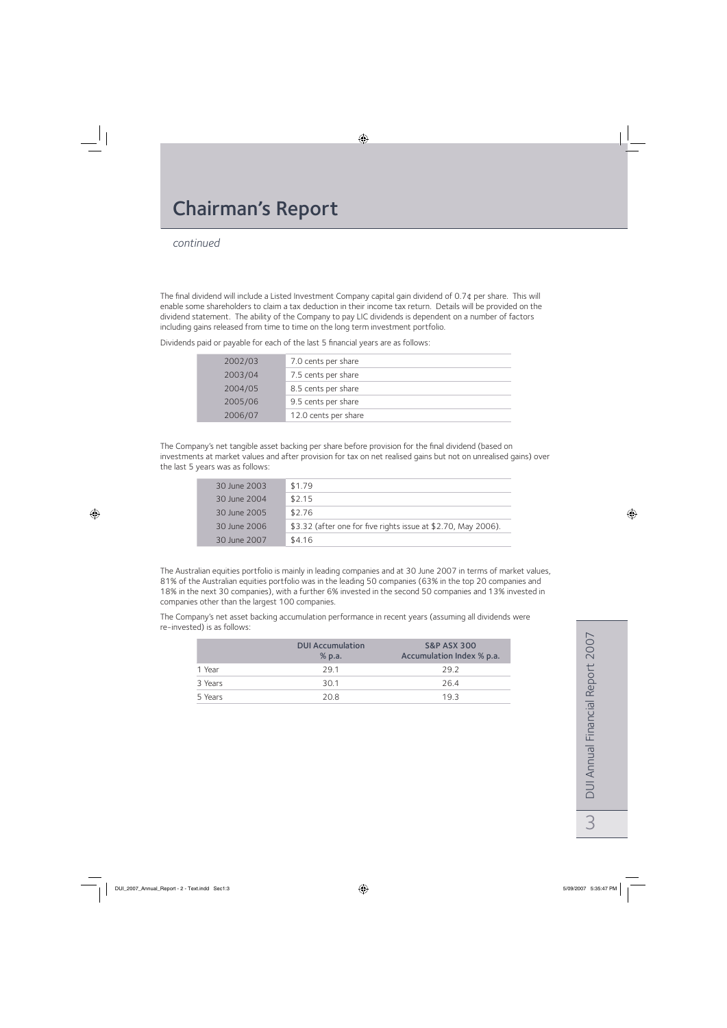# Chairman's Report

*continued*

The final dividend will include a Listed Investment Company capital gain dividend of 0.7¢ per share. This will enable some shareholders to claim a tax deduction in their income tax return. Details will be provided on the dividend statement. The ability of the Company to pay LIC dividends is dependent on a number of factors including gains released from time to time on the long term investment portfolio.

Dividends paid or payable for each of the last 5 financial years are as follows:

| | |
|---|---|
| 2002/03 | 7.0 cents per share |
| 2003/04 | 7.5 cents per share |
| 2004/05 | 8.5 cents per share |
| 2005/06 | 9.5 cents per share |
| 2006/07 | 12.0 cents per share |

The Company's net tangible asset backing per share before provision for the final dividend (based on investments at market values and after provision for tax on net realised gains but not on unrealised gains) over the last 5 years was as follows:

| | |
|---|---|
| 30 June 2003 | $1.79 |
| 30 June 2004 | $2.15 |
| 30 June 2005 | $2.76 |
| 30 June 2006 | $3.32 (after one for five rights issue at $2.70, May 2006). |
| 30 June 2007 | $4.16 |

The Australian equities portfolio is mainly in leading companies and at 30 June 2007 in terms of market values, 81% of the Australian equities portfolio was in the leading 50 companies (63% in the top 20 companies and 18% in the next 30 companies), with a further 6% invested in the second 50 companies and 13% invested in companies other than the largest 100 companies.

The Company's net asset backing accumulation performance in recent years (assuming all dividends were re-invested) is as follows:

| | DUI Accumulation % p.a. | S&P ASX 300 Accumulation Index % p.a. |
|---|---|---|
| 1 Year | 29.1 | 29.2 |
| 3 Years | 30.1 | 26.4 |
| 5 Years | 20.8 | 19.3 |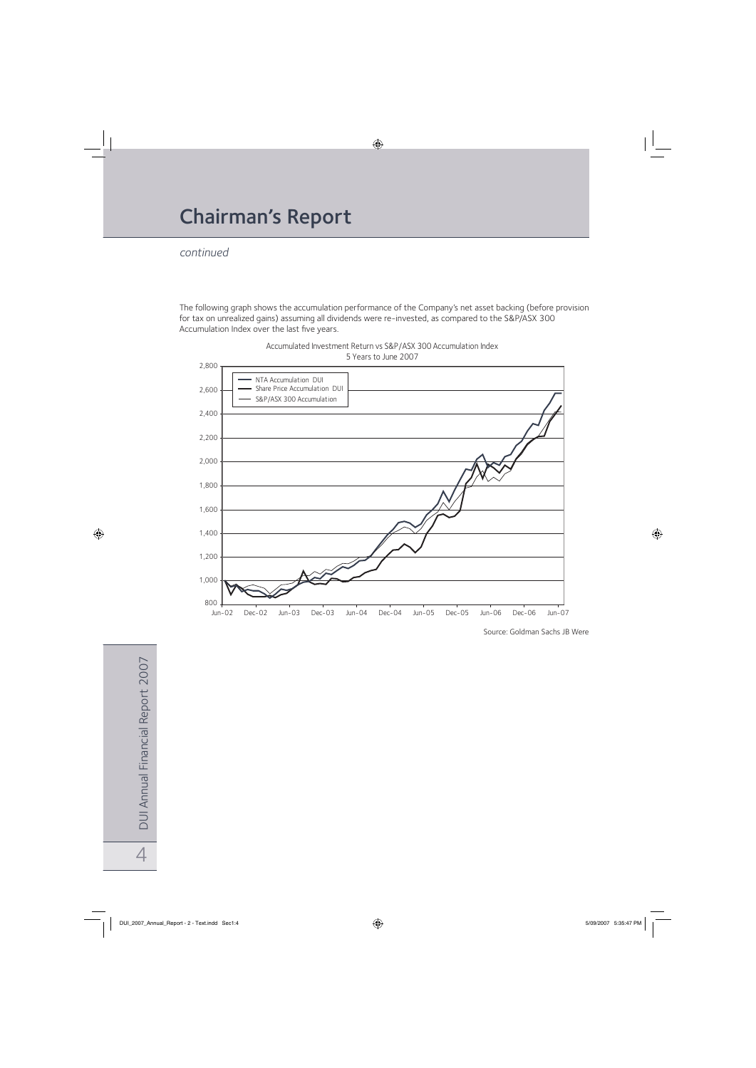# Chairman's Report

*continued*

The following graph shows the accumulation performance of the Company's net asset backing (before provision for tax on unrealized gains) assuming all dividends were re-invested, as compared to the S&P/ASX 300 Accumulation Index over the last five years.

Accumulated Investment Return vs S&P/ASX 300 Accumulation Index
5 Years to June 2007

Source: Goldman Sachs JB Were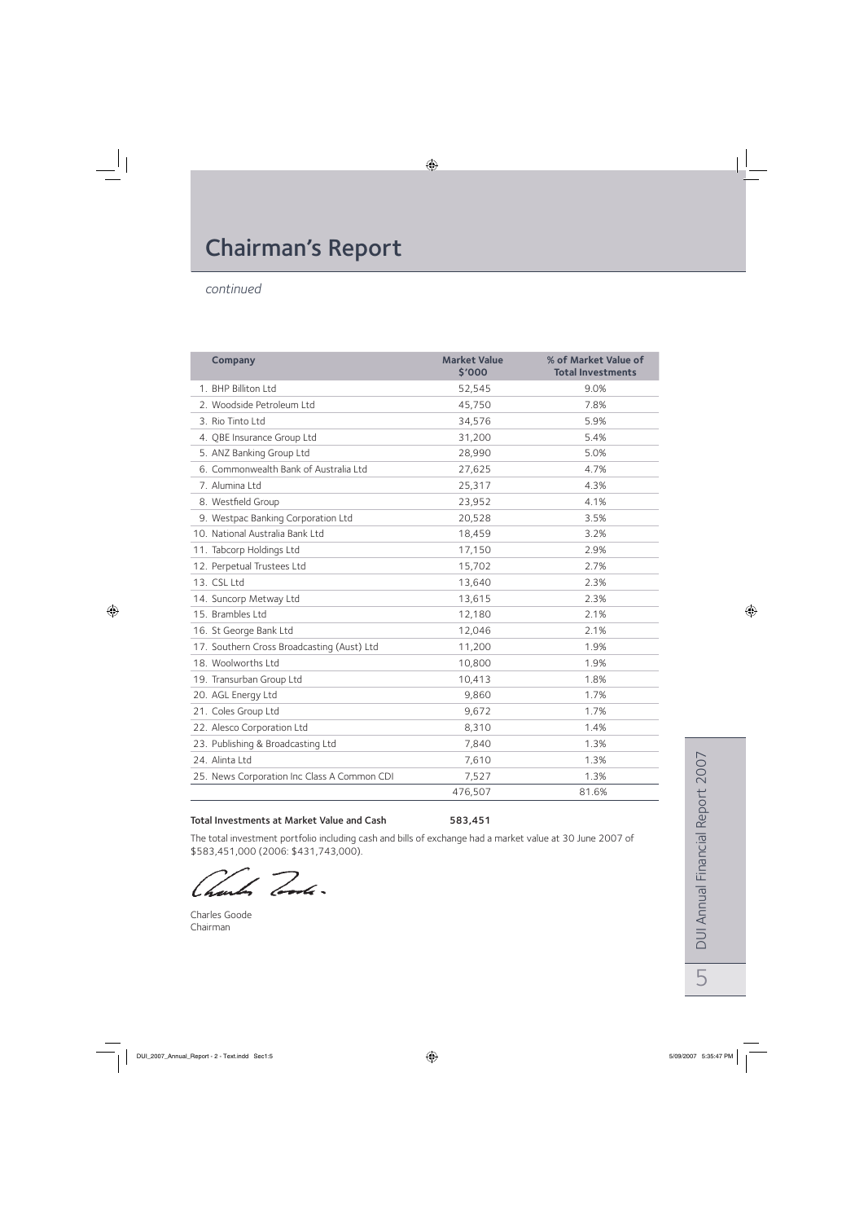# Chairman's Report

*continued*

| Company | Market Value $'000 | % of Market Value of Total Investments |
|---|---|---|
| 1. BHP Billiton Ltd | 52,545 | 9.0% |
| 2. Woodside Petroleum Ltd | 45,750 | 7.8% |
| 3. Rio Tinto Ltd | 34,576 | 5.9% |
| 4. QBE Insurance Group Ltd | 31,200 | 5.4% |
| 5. ANZ Banking Group Ltd | 28,990 | 5.0% |
| 6. Commonwealth Bank of Australia Ltd | 27,625 | 4.7% |
| 7. Alumina Ltd | 25,317 | 4.3% |
| 8. Westfield Group | 23,952 | 4.1% |
| 9. Westpac Banking Corporation Ltd | 20,528 | 3.5% |
| 10. National Australia Bank Ltd | 18,459 | 3.2% |
| 11. Tabcorp Holdings Ltd | 17,150 | 2.9% |
| 12. Perpetual Trustees Ltd | 15,702 | 2.7% |
| 13. CSL Ltd | 13,640 | 2.3% |
| 14. Suncorp Metway Ltd | 13,615 | 2.3% |
| 15. Brambles Ltd | 12,180 | 2.1% |
| 16. St George Bank Ltd | 12,046 | 2.1% |
| 17. Southern Cross Broadcasting (Aust) Ltd | 11,200 | 1.9% |
| 18. Woolworths Ltd | 10,800 | 1.9% |
| 19. Transurban Group Ltd | 10,413 | 1.8% |
| 20. AGL Energy Ltd | 9,860 | 1.7% |
| 21. Coles Group Ltd | 9,672 | 1.7% |
| 22. Alesco Corporation Ltd | 8,310 | 1.4% |
| 23. Publishing & Broadcasting Ltd | 7,840 | 1.3% |
| 24. Alinta Ltd | 7,610 | 1.3% |
| 25. News Corporation Inc Class A Common CDI | 7,527 | 1.3% |
| | 476,507 | 81.6% |

**Total Investments at Market Value and Cash** **583,451**

The total investment portfolio including cash and bills of exchange had a market value at 30 June 2007 of $583,451,000 (2006: $431,743,000).

Charles Goode
Chairman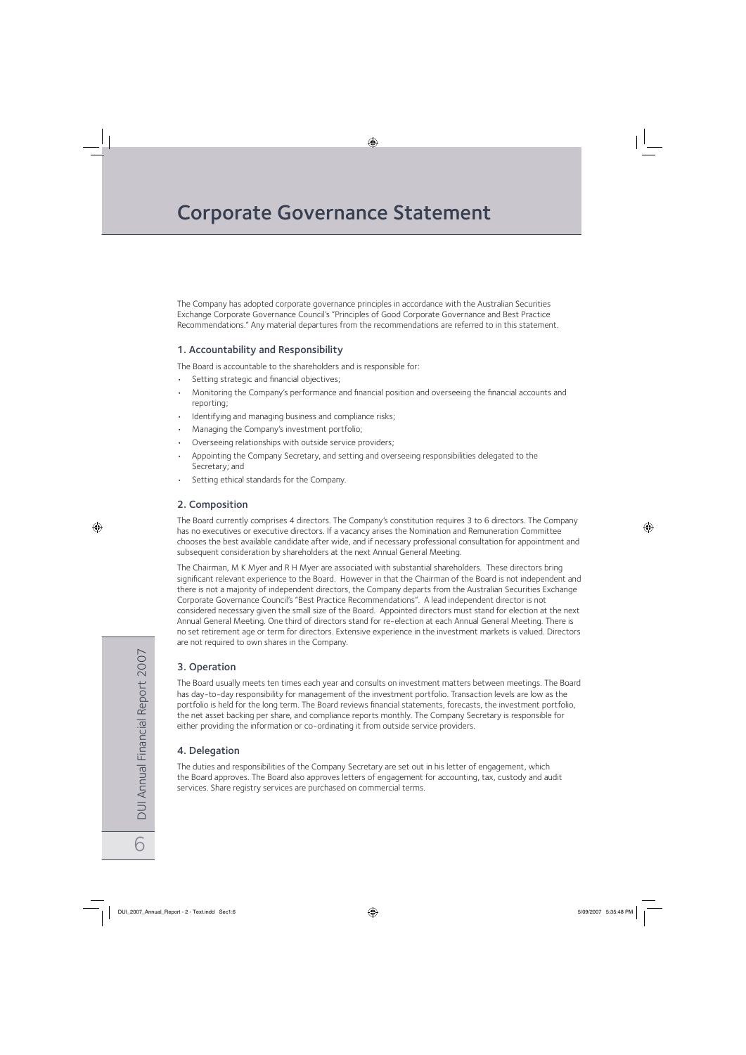# Corporate Governance Statement

The Company has adopted corporate governance principles in accordance with the Australian Securities Exchange Corporate Governance Council's "Principles of Good Corporate Governance and Best Practice Recommendations." Any material departures from the recommendations are referred to in this statement.

## 1. Accountability and Responsibility

The Board is accountable to the shareholders and is responsible for:

- Setting strategic and financial objectives;
- Monitoring the Company's performance and financial position and overseeing the financial accounts and reporting;
- Identifying and managing business and compliance risks;
- Managing the Company's investment portfolio;
- Overseeing relationships with outside service providers;
- Appointing the Company Secretary, and setting and overseeing responsibilities delegated to the Secretary; and
- Setting ethical standards for the Company.

## 2. Composition

The Board currently comprises 4 directors. The Company's constitution requires 3 to 6 directors. The Company has no executives or executive directors. If a vacancy arises the Nomination and Remuneration Committee chooses the best available candidate after wide, and if necessary professional consultation for appointment and subsequent consideration by shareholders at the next Annual General Meeting.

The Chairman, M K Myer and R H Myer are associated with substantial shareholders. These directors bring significant relevant experience to the Board. However in that the Chairman of the Board is not independent and there is not a majority of independent directors, the Company departs from the Australian Securities Exchange Corporate Governance Council's "Best Practice Recommendations". A lead independent director is not considered necessary given the small size of the Board. Appointed directors must stand for election at the next Annual General Meeting. One third of directors stand for re-election at each Annual General Meeting. There is no set retirement age or term for directors. Extensive experience in the investment markets is valued. Directors are not required to own shares in the Company.

## 3. Operation

The Board usually meets ten times each year and consults on investment matters between meetings. The Board has day-to-day responsibility for management of the investment portfolio. Transaction levels are low as the portfolio is held for the long term. The Board reviews financial statements, forecasts, the investment portfolio, the net asset backing per share, and compliance reports monthly. The Company Secretary is responsible for either providing the information or co-ordinating it from outside service providers.

## 4. Delegation

The duties and responsibilities of the Company Secretary are set out in his letter of engagement, which the Board approves. The Board also approves letters of engagement for accounting, tax, custody and audit services. Share registry services are purchased on commercial terms.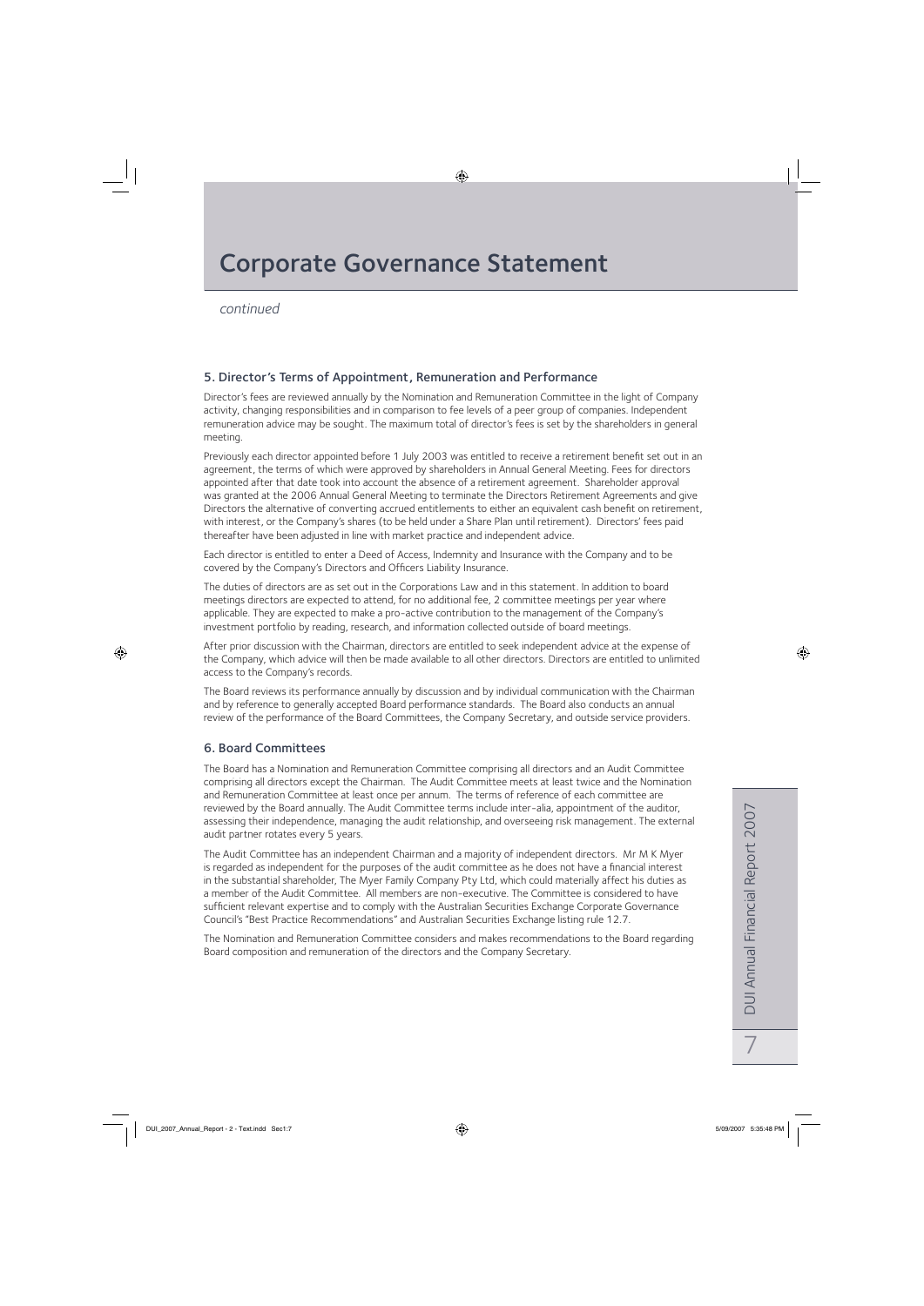# Corporate Governance Statement

*continued*

## 5. Director's Terms of Appointment, Remuneration and Performance

Director's fees are reviewed annually by the Nomination and Remuneration Committee in the light of Company activity, changing responsibilities and in comparison to fee levels of a peer group of companies. Independent remuneration advice may be sought. The maximum total of director's fees is set by the shareholders in general meeting.

Previously each director appointed before 1 July 2003 was entitled to receive a retirement benefit set out in an agreement, the terms of which were approved by shareholders in Annual General Meeting. Fees for directors appointed after that date took into account the absence of a retirement agreement. Shareholder approval was granted at the 2006 Annual General Meeting to terminate the Directors Retirement Agreements and give Directors the alternative of converting accrued entitlements to either an equivalent cash benefit on retirement, with interest, or the Company's shares (to be held under a Share Plan until retirement). Directors' fees paid thereafter have been adjusted in line with market practice and independent advice.

Each director is entitled to enter a Deed of Access, Indemnity and Insurance with the Company and to be covered by the Company's Directors and Officers Liability Insurance.

The duties of directors are as set out in the Corporations Law and in this statement. In addition to board meetings directors are expected to attend, for no additional fee, 2 committee meetings per year where applicable. They are expected to make a pro-active contribution to the management of the Company's investment portfolio by reading, research, and information collected outside of board meetings.

After prior discussion with the Chairman, directors are entitled to seek independent advice at the expense of the Company, which advice will then be made available to all other directors. Directors are entitled to unlimited access to the Company's records.

The Board reviews its performance annually by discussion and by individual communication with the Chairman and by reference to generally accepted Board performance standards. The Board also conducts an annual review of the performance of the Board Committees, the Company Secretary, and outside service providers.

## 6. Board Committees

The Board has a Nomination and Remuneration Committee comprising all directors and an Audit Committee comprising all directors except the Chairman. The Audit Committee meets at least twice and the Nomination and Remuneration Committee at least once per annum. The terms of reference of each committee are reviewed by the Board annually. The Audit Committee terms include inter-alia, appointment of the auditor, assessing their independence, managing the audit relationship, and overseeing risk management. The external audit partner rotates every 5 years.

The Audit Committee has an independent Chairman and a majority of independent directors. Mr M K Myer is regarded as independent for the purposes of the audit committee as he does not have a financial interest in the substantial shareholder, The Myer Family Company Pty Ltd, which could materially affect his duties as a member of the Audit Committee. All members are non-executive. The Committee is considered to have sufficient relevant expertise and to comply with the Australian Securities Exchange Corporate Governance Council's "Best Practice Recommendations" and Australian Securities Exchange listing rule 12.7.

The Nomination and Remuneration Committee considers and makes recommendations to the Board regarding Board composition and remuneration of the directors and the Company Secretary.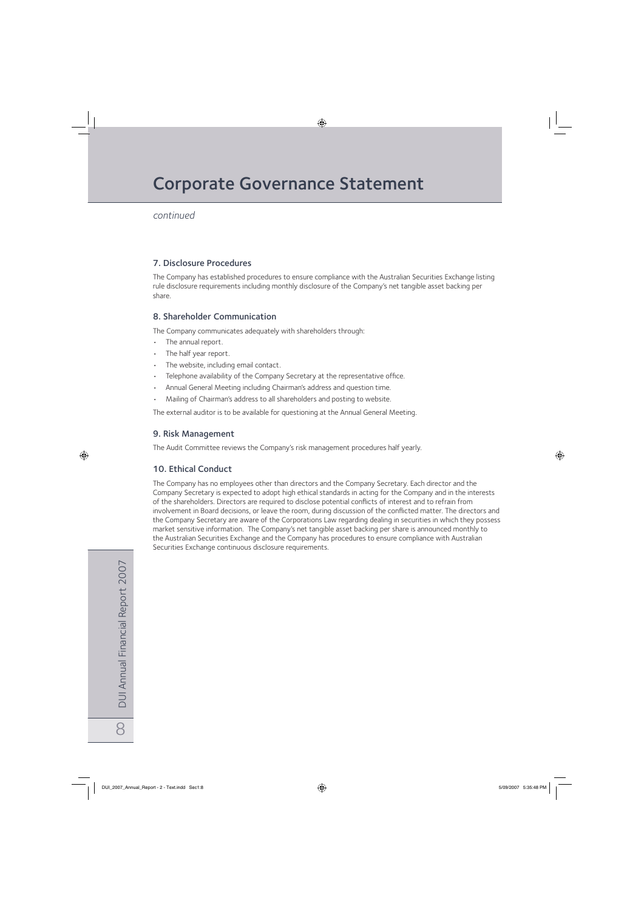# Corporate Governance Statement

*continued*

## 7. Disclosure Procedures

The Company has established procedures to ensure compliance with the Australian Securities Exchange listing rule disclosure requirements including monthly disclosure of the Company's net tangible asset backing per share.

## 8. Shareholder Communication

The Company communicates adequately with shareholders through:

- The annual report.
- The half year report.
- The website, including email contact.
- Telephone availability of the Company Secretary at the representative office.
- Annual General Meeting including Chairman's address and question time.
- Mailing of Chairman's address to all shareholders and posting to website.

The external auditor is to be available for questioning at the Annual General Meeting.

## 9. Risk Management

The Audit Committee reviews the Company's risk management procedures half yearly.

## 10. Ethical Conduct

The Company has no employees other than directors and the Company Secretary. Each director and the Company Secretary is expected to adopt high ethical standards in acting for the Company and in the interests of the shareholders. Directors are required to disclose potential conflicts of interest and to refrain from involvement in Board decisions, or leave the room, during discussion of the conflicted matter. The directors and the Company Secretary are aware of the Corporations Law regarding dealing in securities in which they possess market sensitive information. The Company's net tangible asset backing per share is announced monthly to the Australian Securities Exchange and the Company has procedures to ensure compliance with Australian Securities Exchange continuous disclosure requirements.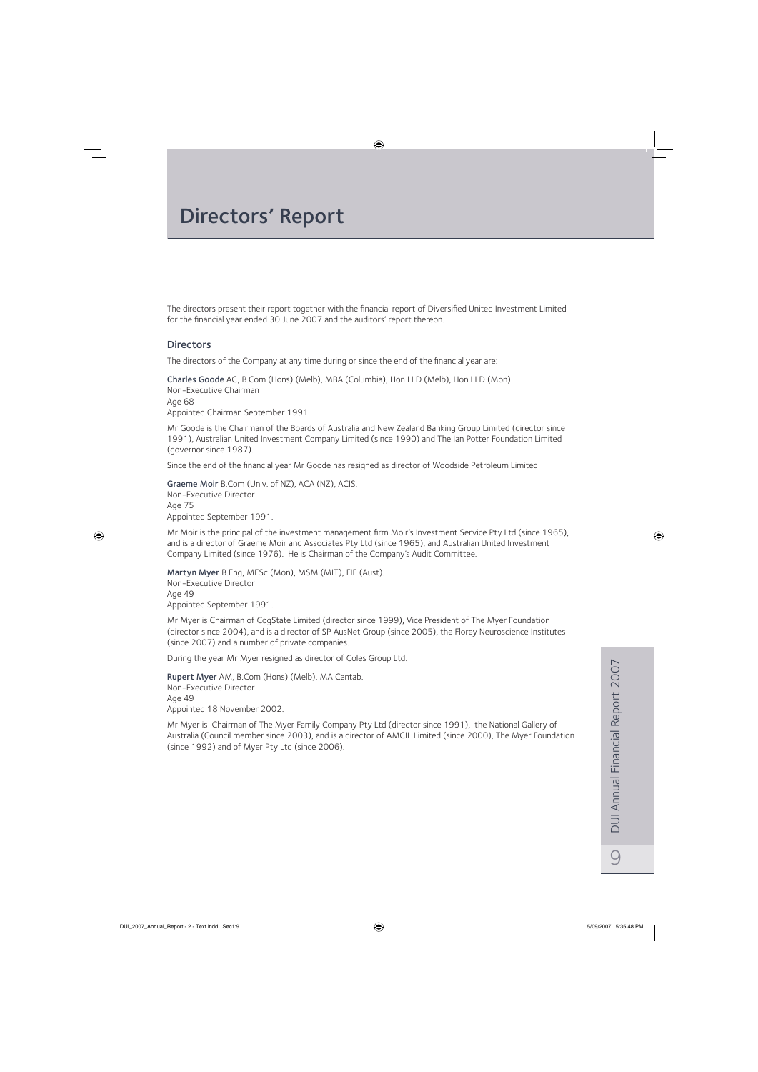# Directors' Report

The directors present their report together with the financial report of Diversified United Investment Limited for the financial year ended 30 June 2007 and the auditors' report thereon.

## Directors

The directors of the Company at any time during or since the end of the financial year are:

**Charles Goode** AC, B.Com (Hons) (Melb), MBA (Columbia), Hon LLD (Melb), Hon LLD (Mon).
Non-Executive Chairman
Age 68
Appointed Chairman September 1991.

Mr Goode is the Chairman of the Boards of Australia and New Zealand Banking Group Limited (director since 1991), Australian United Investment Company Limited (since 1990) and The Ian Potter Foundation Limited (governor since 1987).

Since the end of the financial year Mr Goode has resigned as director of Woodside Petroleum Limited

**Graeme Moir** B.Com (Univ. of NZ), ACA (NZ), ACIS.
Non-Executive Director
Age 75
Appointed September 1991.

Mr Moir is the principal of the investment management firm Moir's Investment Service Pty Ltd (since 1965), and is a director of Graeme Moir and Associates Pty Ltd (since 1965), and Australian United Investment Company Limited (since 1976). He is Chairman of the Company's Audit Committee.

**Martyn Myer** B.Eng, MESc.(Mon), MSM (MIT), FIE (Aust).
Non-Executive Director
Age 49
Appointed September 1991.

Mr Myer is Chairman of CogState Limited (director since 1999), Vice President of The Myer Foundation (director since 2004), and is a director of SP AusNet Group (since 2005), the Florey Neuroscience Institutes (since 2007) and a number of private companies.

During the year Mr Myer resigned as director of Coles Group Ltd.

**Rupert Myer** AM, B.Com (Hons) (Melb), MA Cantab.
Non-Executive Director
Age 49
Appointed 18 November 2002.

Mr Myer is Chairman of The Myer Family Company Pty Ltd (director since 1991), the National Gallery of Australia (Council member since 2003), and is a director of AMCIL Limited (since 2000), The Myer Foundation (since 1992) and of Myer Pty Ltd (since 2006).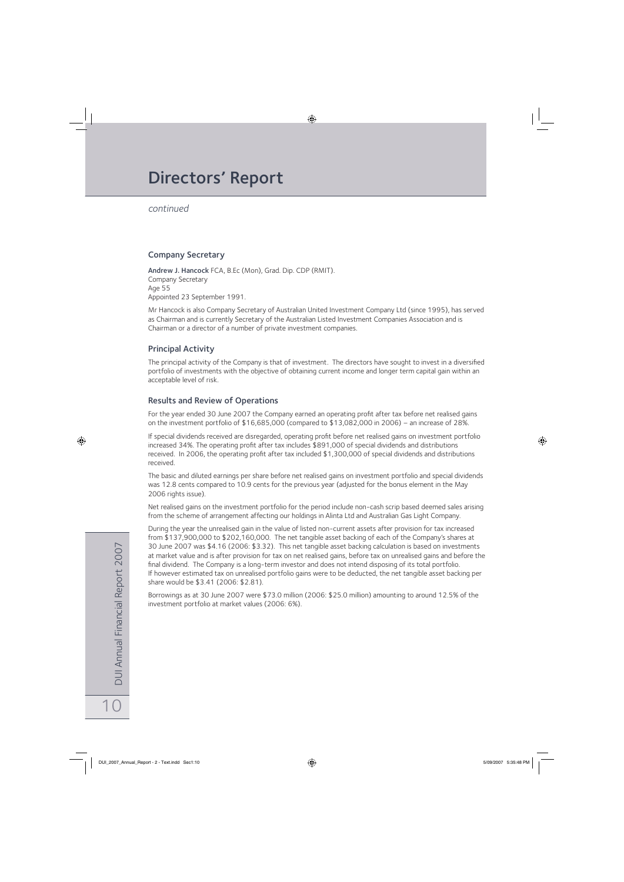# Directors' Report

*continued*

## Company Secretary

**Andrew J. Hancock** FCA, B.Ec (Mon), Grad. Dip. CDP (RMIT).
Company Secretary
Age 55
Appointed 23 September 1991.

Mr Hancock is also Company Secretary of Australian United Investment Company Ltd (since 1995), has served as Chairman and is currently Secretary of the Australian Listed Investment Companies Association and is Chairman or a director of a number of private investment companies.

## Principal Activity

The principal activity of the Company is that of investment. The directors have sought to invest in a diversified portfolio of investments with the objective of obtaining current income and longer term capital gain within an acceptable level of risk.

## Results and Review of Operations

For the year ended 30 June 2007 the Company earned an operating profit after tax before net realised gains on the investment portfolio of $16,685,000 (compared to $13,082,000 in 2006) – an increase of 28%.

If special dividends received are disregarded, operating profit before net realised gains on investment portfolio increased 34%. The operating profit after tax includes $891,000 of special dividends and distributions received. In 2006, the operating profit after tax included $1,300,000 of special dividends and distributions received.

The basic and diluted earnings per share before net realised gains on investment portfolio and special dividends was 12.8 cents compared to 10.9 cents for the previous year (adjusted for the bonus element in the May 2006 rights issue).

Net realised gains on the investment portfolio for the period include non-cash scrip based deemed sales arising from the scheme of arrangement affecting our holdings in Alinta Ltd and Australian Gas Light Company.

During the year the unrealised gain in the value of listed non-current assets after provision for tax increased from $137,900,000 to $202,160,000. The net tangible asset backing of each of the Company's shares at 30 June 2007 was $4.16 (2006: $3.32). This net tangible asset backing calculation is based on investments at market value and is after provision for tax on net realised gains, before tax on unrealised gains and before the final dividend. The Company is a long-term investor and does not intend disposing of its total portfolio. If however estimated tax on unrealised portfolio gains were to be deducted, the net tangible asset backing per share would be $3.41 (2006: $2.81).

Borrowings as at 30 June 2007 were $73.0 million (2006: $25.0 million) amounting to around 12.5% of the investment portfolio at market values (2006: 6%).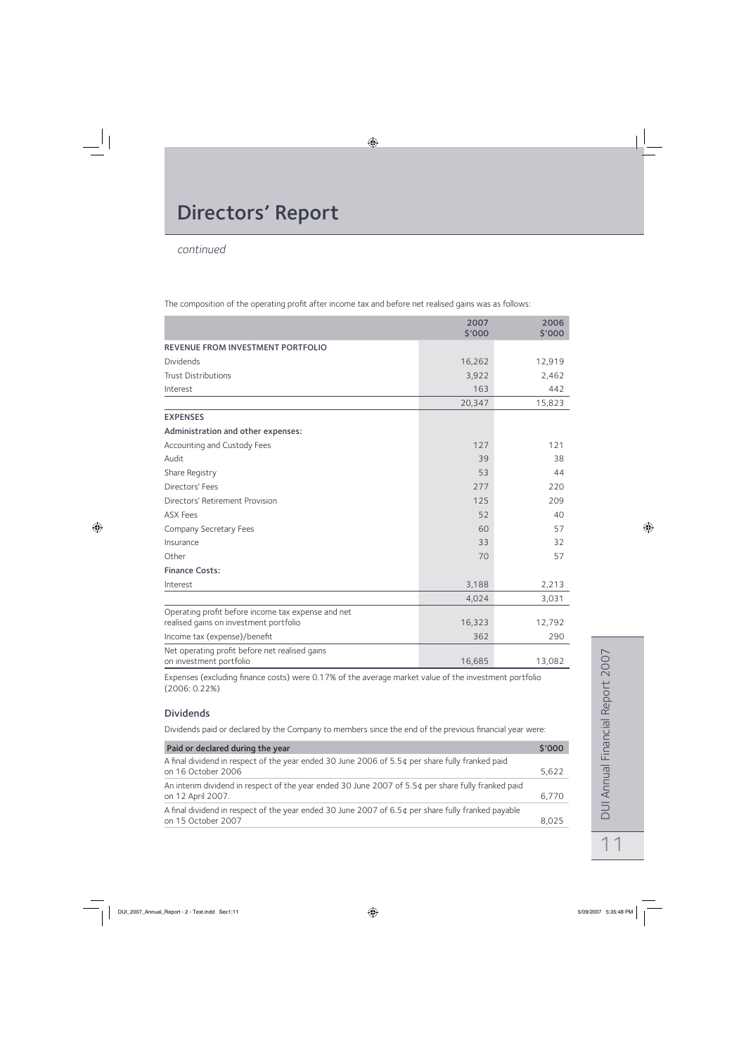# Directors' Report

*continued*

The composition of the operating profit after income tax and before net realised gains was as follows:

| | 2007 $'000 | 2006 $'000 |
|---|---|---|
| **REVENUE FROM INVESTMENT PORTFOLIO** | | |
| Dividends | 16,262 | 12,919 |
| Trust Distributions | 3,922 | 2,462 |
| Interest | 163 | 442 |
| | 20,347 | 15,823 |
| **EXPENSES** | | |
| **Administration and other expenses:** | | |
| Accounting and Custody Fees | 127 | 121 |
| Audit | 39 | 38 |
| Share Registry | 53 | 44 |
| Directors' Fees | 277 | 220 |
| Directors' Retirement Provision | 125 | 209 |
| ASX Fees | 52 | 40 |
| Company Secretary Fees | 60 | 57 |
| Insurance | 33 | 32 |
| Other | 70 | 57 |
| **Finance Costs:** | | |
| Interest | 3,188 | 2,213 |
| | 4,024 | 3,031 |
| Operating profit before income tax expense and net realised gains on investment portfolio | 16,323 | 12,792 |
| Income tax (expense)/benefit | 362 | 290 |
| Net operating profit before net realised gains on investment portfolio | 16,685 | 13,082 |

Expenses (excluding finance costs) were 0.17% of the average market value of the investment portfolio (2006: 0.22%)

## Dividends

Dividends paid or declared by the Company to members since the end of the previous financial year were:

| Paid or declared during the year | $'000 |
|---|---|
| A final dividend in respect of the year ended 30 June 2006 of 5.5¢ per share fully franked paid on 16 October 2006 | 5,622 |
| An interim dividend in respect of the year ended 30 June 2007 of 5.5¢ per share fully franked paid on 12 April 2007. | 6,770 |
| A final dividend in respect of the year ended 30 June 2007 of 6.5¢ per share fully franked payable on 15 October 2007 | 8,025 |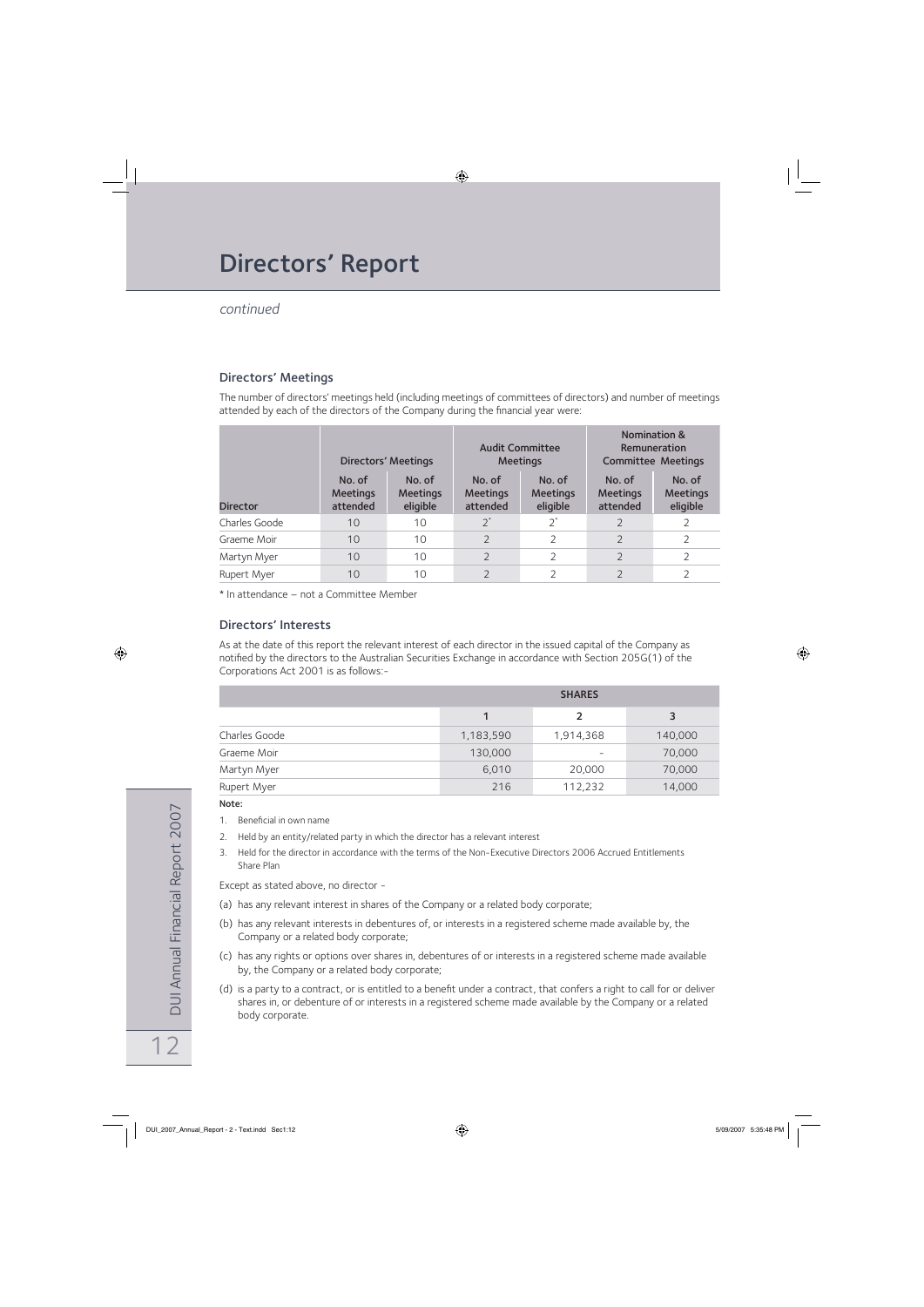# Directors' Report

*continued*

## Directors' Meetings

The number of directors' meetings held (including meetings of committees of directors) and number of meetings attended by each of the directors of the Company during the financial year were:

| | Directors' Meetings | | Audit Committee Meetings | | Nomination & Remuneration Committee Meetings | |
|---|---|---|---|---|---|---|
| **Director** | **No. of Meetings attended** | **No. of Meetings eligible** | **No. of Meetings attended** | **No. of Meetings eligible** | **No. of Meetings attended** | **No. of Meetings eligible** |
| Charles Goode | 10 | 10 | 2* | 2* | 2 | 2 |
| Graeme Moir | 10 | 10 | 2 | 2 | 2 | 2 |
| Martyn Myer | 10 | 10 | 2 | 2 | 2 | 2 |
| Rupert Myer | 10 | 10 | 2 | 2 | 2 | 2 |

* In attendance – not a Committee Member

## Directors' Interests

As at the date of this report the relevant interest of each director in the issued capital of the Company as notified by the directors to the Australian Securities Exchange in accordance with Section 205G(1) of the Corporations Act 2001 is as follows:-

| | SHARES | | |
|---|---|---|---|
| | **1** | **2** | **3** |
| Charles Goode | 1,183,590 | 1,914,368 | 140,000 |
| Graeme Moir | 130,000 | - | 70,000 |
| Martyn Myer | 6,010 | 20,000 | 70,000 |
| Rupert Myer | 216 | 112,232 | 14,000 |

**Note:**

1. Beneficial in own name
2. Held by an entity/related party in which the director has a relevant interest
3. Held for the director in accordance with the terms of the Non-Executive Directors 2006 Accrued Entitlements Share Plan

Except as stated above, no director -

(a) has any relevant interest in shares of the Company or a related body corporate;

(b) has any relevant interests in debentures of, or interests in a registered scheme made available by, the Company or a related body corporate;

(c) has any rights or options over shares in, debentures of or interests in a registered scheme made available by, the Company or a related body corporate;

(d) is a party to a contract, or is entitled to a benefit under a contract, that confers a right to call for or deliver shares in, or debenture of or interests in a registered scheme made available by the Company or a related body corporate.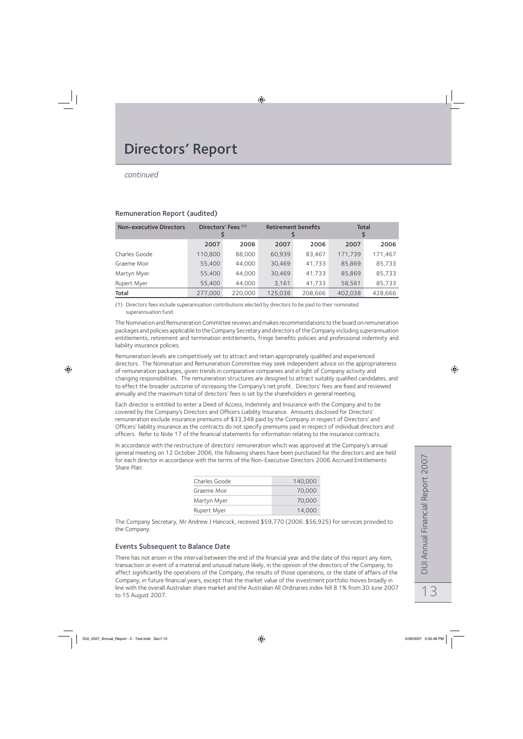# Directors' Report

*continued*

### Remuneration Report (audited)

| Non-executive Directors | Directors' Fees [(1)] $ | | Retirement benefits $ | | Total $ | |
|---|---|---|---|---|---|---|
| | 2007 | 2006 | 2007 | 2006 | 2007 | 2006 |
| Charles Goode | 110,800 | 88,000 | 60,939 | 83,467 | 171,739 | 171,467 |
| Graeme Moir | 55,400 | 44,000 | 30,469 | 41,733 | 85,869 | 85,733 |
| Martyn Myer | 55,400 | 44,000 | 30,469 | 41,733 | 85,869 | 85,733 |
| Rupert Myer | 55,400 | 44,000 | 3,161 | 41,733 | 58,561 | 85,733 |
| **Total** | 277,000 | 220,000 | 125,038 | 208,666 | 402,038 | 428,666 |

(1) Directors fees include superannuation contributions elected by directors to be paid to their nominated superannuation fund.

The Nomination and Remuneration Committee reviews and makes recommendations to the board on remuneration packages and policies applicable to the Company Secretary and directors of the Company including superannuation entitlements, retirement and termination entitlements, fringe benefits policies and professional indemnity and liability insurance policies.

Remuneration levels are competitively set to attract and retain appropriately qualified and experienced directors. The Nomination and Remuneration Committee may seek independent advice on the appropriateness of remuneration packages, given trends in comparative companies and in light of Company activity and changing responsibilities. The remuneration structures are designed to attract suitably qualified candidates, and to effect the broader outcome of increasing the Company's net profit. Directors' fees are fixed and reviewed annually and the maximum total of directors' fees is set by the shareholders in general meeting.

Each director is entitled to enter a Deed of Access, Indemnity and Insurance with the Company and to be covered by the Company's Directors and Officers Liability Insurance. Amounts disclosed for Directors' remuneration exclude insurance premiums of $33,348 paid by the Company in respect of Directors' and Officers' liability insurance as the contracts do not specify premiums paid in respect of individual directors and officers. Refer to Note 17 of the financial statements for information relating to the insurance contracts.

In accordance with the restructure of directors' remuneration which was approved at the Company's annual general meeting on 12 October 2006, the following shares have been purchased for the directors and are held for each director in accordance with the terms of the Non-Executive Directors 2006 Accrued Entitlements Share Plan:

| | |
|---|---|
| Charles Goode | 140,000 |
| Graeme Moir | 70,000 |
| Martyn Myer | 70,000 |
| Rupert Myer | 14,000 |

The Company Secretary, Mr Andrew J Hancock, received $59,770 (2006: $56,925) for services provided to the Company.

### Events Subsequent to Balance Date

There has not arisen in the interval between the end of the financial year and the date of this report any item, transaction or event of a material and unusual nature likely, in the opinion of the directors of the Company, to affect significantly the operations of the Company, the results of those operations, or the state of affairs of the Company, in future financial years, except that the market value of the investment portfolio moves broadly in line with the overall Australian share market and the Australian All Ordinaries index fell 8.1% from 30 June 2007 to 15 August 2007.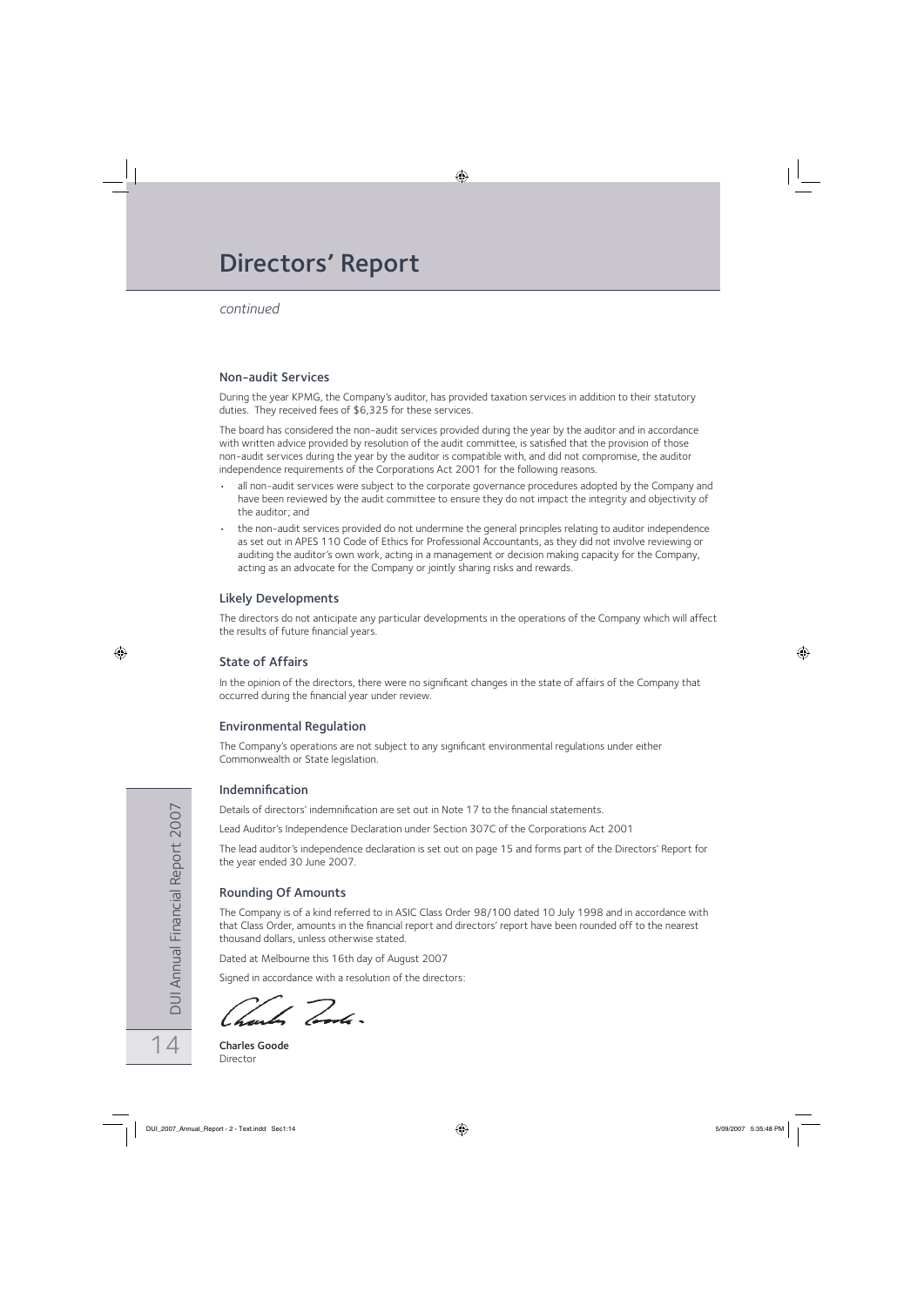# Directors' Report

*continued*

## Non-audit Services

During the year KPMG, the Company's auditor, has provided taxation services in addition to their statutory duties. They received fees of $6,325 for these services.

The board has considered the non-audit services provided during the year by the auditor and in accordance with written advice provided by resolution of the audit committee, is satisfied that the provision of those non-audit services during the year by the auditor is compatible with, and did not compromise, the auditor independence requirements of the Corporations Act 2001 for the following reasons.

- all non-audit services were subject to the corporate governance procedures adopted by the Company and have been reviewed by the audit committee to ensure they do not impact the integrity and objectivity of the auditor; and
- the non-audit services provided do not undermine the general principles relating to auditor independence as set out in APES 110 Code of Ethics for Professional Accountants, as they did not involve reviewing or auditing the auditor's own work, acting in a management or decision making capacity for the Company, acting as an advocate for the Company or jointly sharing risks and rewards.

## Likely Developments

The directors do not anticipate any particular developments in the operations of the Company which will affect the results of future financial years.

## State of Affairs

In the opinion of the directors, there were no significant changes in the state of affairs of the Company that occurred during the financial year under review.

## Environmental Regulation

The Company's operations are not subject to any significant environmental regulations under either Commonwealth or State legislation.

## Indemnification

Details of directors' indemnification are set out in Note 17 to the financial statements.

Lead Auditor's Independence Declaration under Section 307C of the Corporations Act 2001

The lead auditor's independence declaration is set out on page 15 and forms part of the Directors' Report for the year ended 30 June 2007.

## Rounding Of Amounts

The Company is of a kind referred to in ASIC Class Order 98/100 dated 10 July 1998 and in accordance with that Class Order, amounts in the financial report and directors' report have been rounded off to the nearest thousand dollars, unless otherwise stated.

Dated at Melbourne this 16th day of August 2007

Signed in accordance with a resolution of the directors:

**Charles Goode**
Director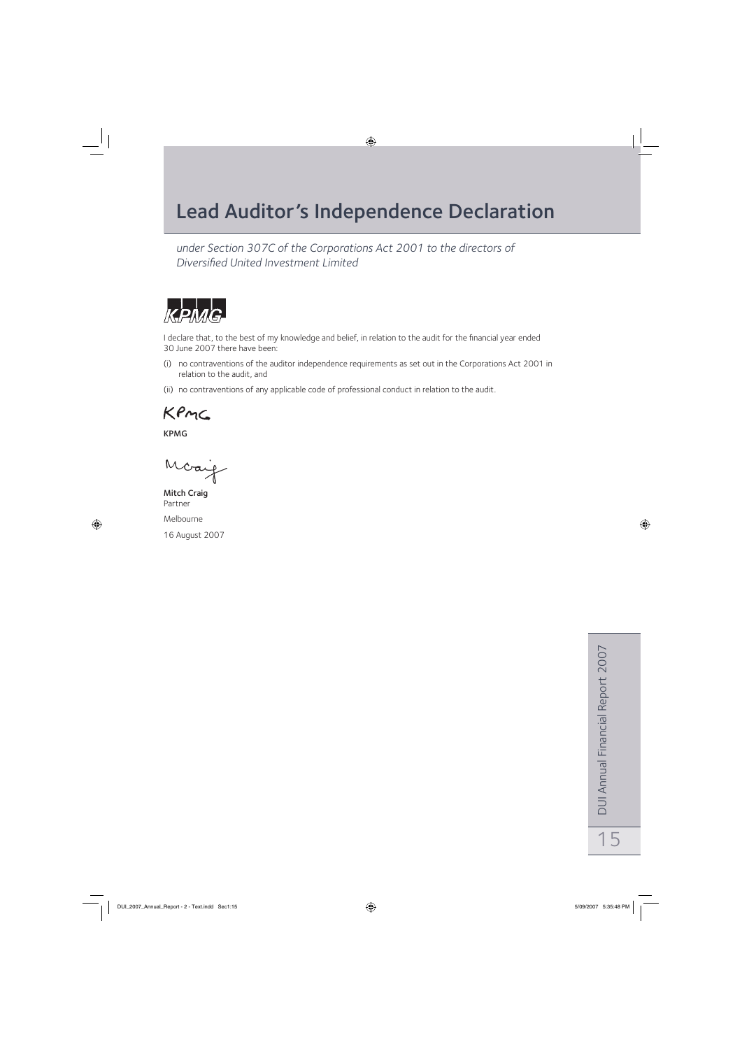# Lead Auditor's Independence Declaration

*under Section 307C of the Corporations Act 2001 to the directors of Diversified United Investment Limited*

KPMG

I declare that, to the best of my knowledge and belief, in relation to the audit for the financial year ended 30 June 2007 there have been:

(i) no contraventions of the auditor independence requirements as set out in the Corporations Act 2001 in relation to the audit, and

(ii) no contraventions of any applicable code of professional conduct in relation to the audit.

KPMG

**KPMG**

**Mitch Craig**
Partner

Melbourne

16 August 2007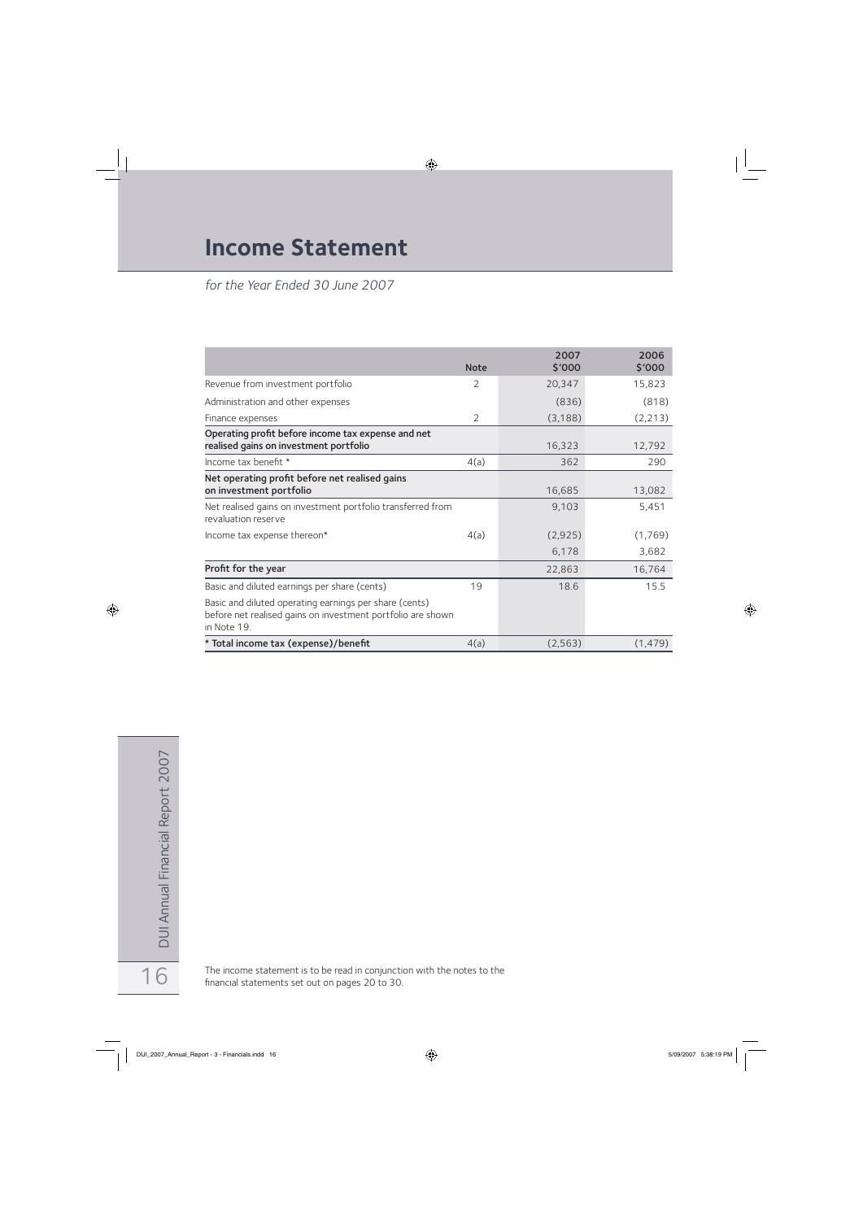# Income Statement

*for the Year Ended 30 June 2007*

| | Note | 2007 $'000 | 2006 $'000 |
|---|---|---|---|
| Revenue from investment portfolio | 2 | 20,347 | 15,823 |
| Administration and other expenses | | (836) | (818) |
| Finance expenses | 2 | (3,188) | (2,213) |
| **Operating profit before income tax expense and net realised gains on investment portfolio** | | 16,323 | 12,792 |
| Income tax benefit * | 4(a) | 362 | 290 |
| **Net operating profit before net realised gains on investment portfolio** | | 16,685 | 13,082 |
| Net realised gains on investment portfolio transferred from revaluation reserve | | 9,103 | 5,451 |
| Income tax expense thereon* | 4(a) | (2,925) | (1,769) |
| | | 6,178 | 3,682 |
| **Profit for the year** | | 22,863 | 16,764 |
| Basic and diluted earnings per share (cents) | 19 | 18.6 | 15.5 |
| Basic and diluted operating earnings per share (cents) before net realised gains on investment portfolio are shown in Note 19. | | | |
| **\* Total income tax (expense)/benefit** | 4(a) | (2,563) | (1,479) |

The income statement is to be read in conjunction with the notes to the financial statements set out on pages 20 to 30.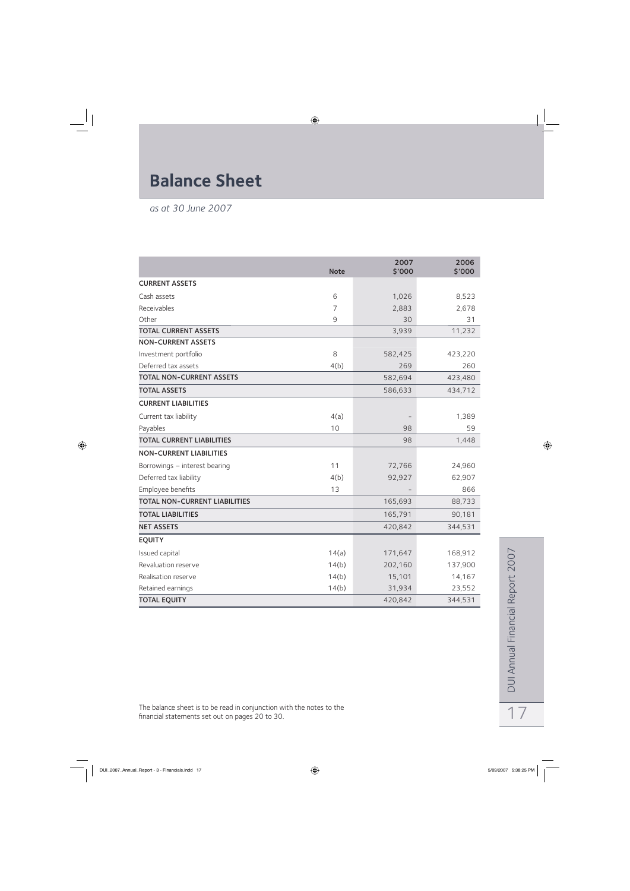# Balance Sheet

*as at 30 June 2007*

| | Note | 2007 $'000 | 2006 $'000 |
|---|---|---|---|
| **CURRENT ASSETS** | | | |
| Cash assets | 6 | 1,026 | 8,523 |
| Receivables | 7 | 2,883 | 2,678 |
| Other | 9 | 30 | 31 |
| **TOTAL CURRENT ASSETS** | | 3,939 | 11,232 |
| **NON-CURRENT ASSETS** | | | |
| Investment portfolio | 8 | 582,425 | 423,220 |
| Deferred tax assets | 4(b) | 269 | 260 |
| **TOTAL NON-CURRENT ASSETS** | | 582,694 | 423,480 |
| **TOTAL ASSETS** | | 586,633 | 434,712 |
| **CURRENT LIABILITIES** | | | |
| Current tax liability | 4(a) | – | 1,389 |
| Payables | 10 | 98 | 59 |
| **TOTAL CURRENT LIABILITIES** | | 98 | 1,448 |
| **NON-CURRENT LIABILITIES** | | | |
| Borrowings – interest bearing | 11 | 72,766 | 24,960 |
| Deferred tax liability | 4(b) | 92,927 | 62,907 |
| Employee benefits | 13 | – | 866 |
| **TOTAL NON-CURRENT LIABILITIES** | | 165,693 | 88,733 |
| **TOTAL LIABILITIES** | | 165,791 | 90,181 |
| **NET ASSETS** | | 420,842 | 344,531 |
| **EQUITY** | | | |
| Issued capital | 14(a) | 171,647 | 168,912 |
| Revaluation reserve | 14(b) | 202,160 | 137,900 |
| Realisation reserve | 14(b) | 15,101 | 14,167 |
| Retained earnings | 14(b) | 31,934 | 23,552 |
| **TOTAL EQUITY** | | 420,842 | 344,531 |

The balance sheet is to be read in conjunction with the notes to the financial statements set out on pages 20 to 30.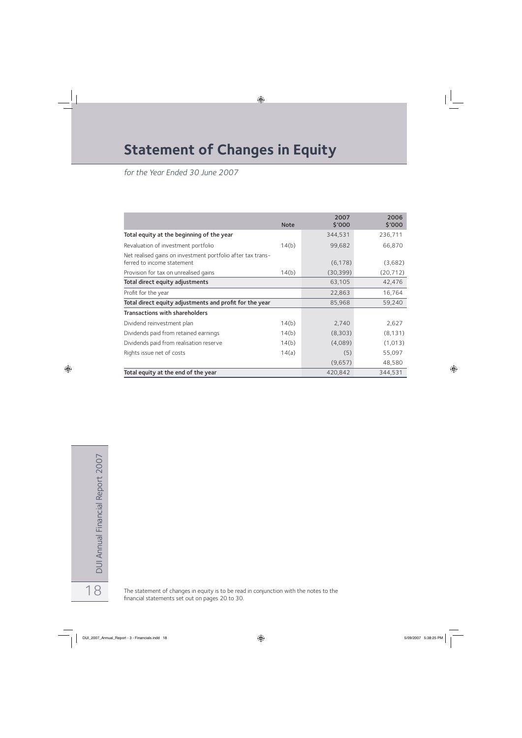# Statement of Changes in Equity

*for the Year Ended 30 June 2007*

| | Note | 2007 $'000 | 2006 $'000 |
|---|---|---|---|
| **Total equity at the beginning of the year** | | 344,531 | 236,711 |
| Revaluation of investment portfolio | 14(b) | 99,682 | 66,870 |
| Net realised gains on investment portfolio after tax transferred to income statement | | (6,178) | (3,682) |
| Provision for tax on unrealised gains | 14(b) | (30,399) | (20,712) |
| **Total direct equity adjustments** | | 63,105 | 42,476 |
| Profit for the year | | 22,863 | 16,764 |
| **Total direct equity adjustments and profit for the year** | | 85,968 | 59,240 |
| **Transactions with shareholders** | | | |
| Dividend reinvestment plan | 14(b) | 2,740 | 2,627 |
| Dividends paid from retained earnings | 14(b) | (8,303) | (8,131) |
| Dividends paid from realisation reserve | 14(b) | (4,089) | (1,013) |
| Rights issue net of costs | 14(a) | (5) | 55,097 |
| | | (9,657) | 48,580 |
| **Total equity at the end of the year** | | 420,842 | 344,531 |

The statement of changes in equity is to be read in conjunction with the notes to the financial statements set out on pages 20 to 30.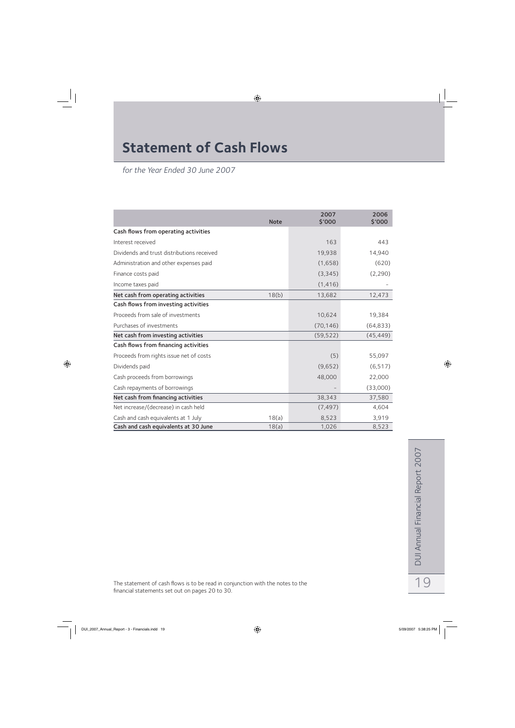# Statement of Cash Flows

*for the Year Ended 30 June 2007*

| | Note | 2007 $'000 | 2006 $'000 |
|---|---|---|---|
| **Cash flows from operating activities** | | | |
| Interest received | | 163 | 443 |
| Dividends and trust distributions received | | 19,938 | 14,940 |
| Administration and other expenses paid | | (1,658) | (620) |
| Finance costs paid | | (3,345) | (2,290) |
| Income taxes paid | | (1,416) | - |
| **Net cash from operating activities** | 18(b) | 13,682 | 12,473 |
| **Cash flows from investing activities** | | | |
| Proceeds from sale of investments | | 10,624 | 19,384 |
| Purchases of investments | | (70,146) | (64,833) |
| **Net cash from investing activities** | | (59,522) | (45,449) |
| **Cash flows from financing activities** | | | |
| Proceeds from rights issue net of costs | | (5) | 55,097 |
| Dividends paid | | (9,652) | (6,517) |
| Cash proceeds from borrowings | | 48,000 | 22,000 |
| Cash repayments of borrowings | | - | (33,000) |
| **Net cash from financing activities** | | 38,343 | 37,580 |
| Net increase/(decrease) in cash held | | (7,497) | 4,604 |
| Cash and cash equivalents at 1 July | 18(a) | 8,523 | 3,919 |
| **Cash and cash equivalents at 30 June** | 18(a) | 1,026 | 8,523 |

The statement of cash flows is to be read in conjunction with the notes to the financial statements set out on pages 20 to 30.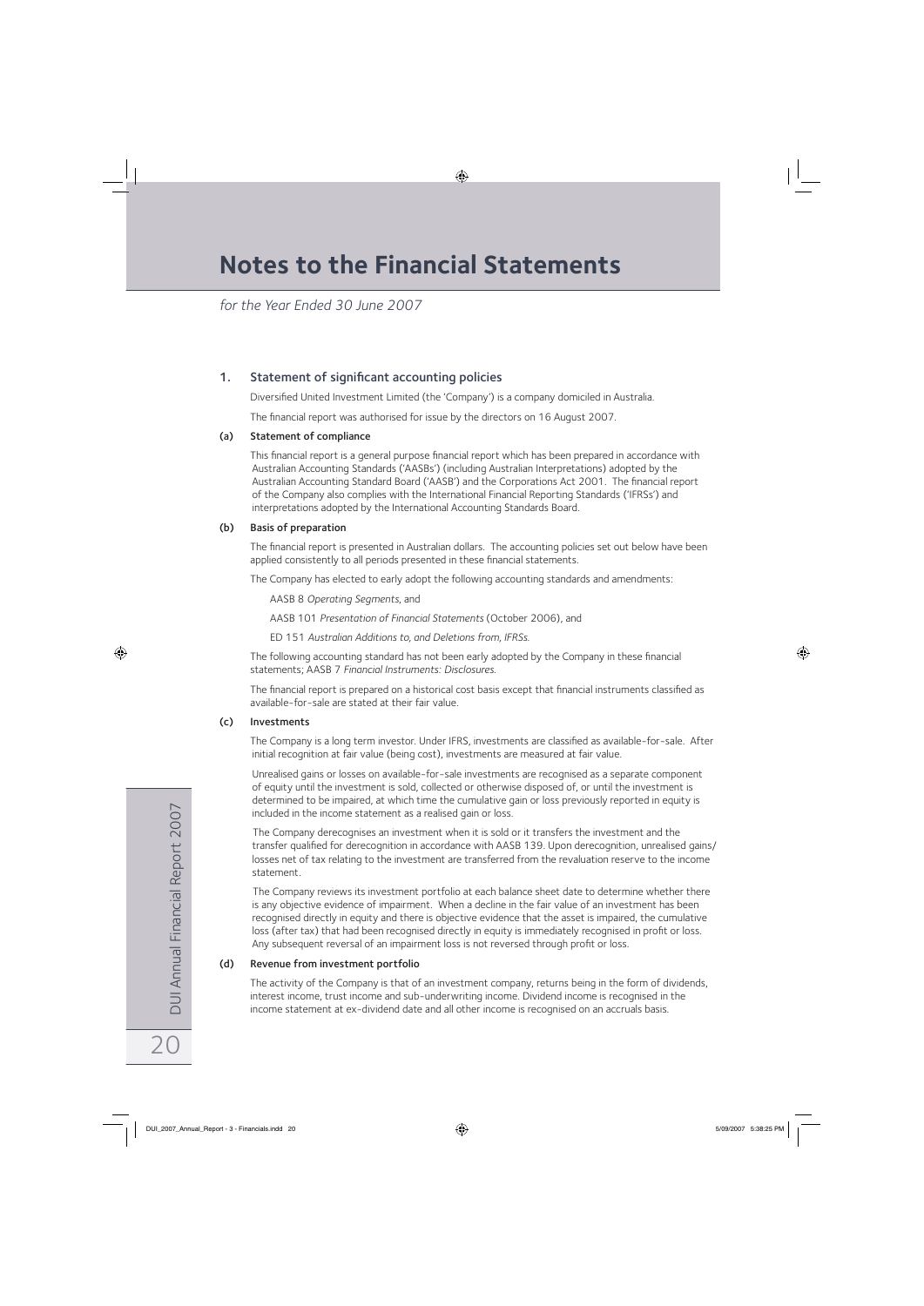# Notes to the Financial Statements

*for the Year Ended 30 June 2007*

## 1. Statement of significant accounting policies

Diversified United Investment Limited (the 'Company') is a company domiciled in Australia.

The financial report was authorised for issue by the directors on 16 August 2007.

### (a) Statement of compliance

This financial report is a general purpose financial report which has been prepared in accordance with Australian Accounting Standards ('AASBs') (including Australian Interpretations) adopted by the Australian Accounting Standard Board ('AASB') and the Corporations Act 2001. The financial report of the Company also complies with the International Financial Reporting Standards ('IFRSs') and interpretations adopted by the International Accounting Standards Board.

### (b) Basis of preparation

The financial report is presented in Australian dollars. The accounting policies set out below have been applied consistently to all periods presented in these financial statements.

The Company has elected to early adopt the following accounting standards and amendments:

AASB 8 *Operating Segments*, and

AASB 101 *Presentation of Financial Statements* (October 2006), and

ED 151 *Australian Additions to, and Deletions from, IFRSs.*

The following accounting standard has not been early adopted by the Company in these financial statements; AASB 7 *Financial Instruments: Disclosures.*

The financial report is prepared on a historical cost basis except that financial instruments classified as available-for-sale are stated at their fair value.

### (c) Investments

The Company is a long term investor. Under IFRS, investments are classified as available-for-sale. After initial recognition at fair value (being cost), investments are measured at fair value.

Unrealised gains or losses on available-for-sale investments are recognised as a separate component of equity until the investment is sold, collected or otherwise disposed of, or until the investment is determined to be impaired, at which time the cumulative gain or loss previously reported in equity is included in the income statement as a realised gain or loss.

The Company derecognises an investment when it is sold or it transfers the investment and the transfer qualified for derecognition in accordance with AASB 139. Upon derecognition, unrealised gains/losses net of tax relating to the investment are transferred from the revaluation reserve to the income statement.

The Company reviews its investment portfolio at each balance sheet date to determine whether there is any objective evidence of impairment. When a decline in the fair value of an investment has been recognised directly in equity and there is objective evidence that the asset is impaired, the cumulative loss (after tax) that had been recognised directly in equity is immediately recognised in profit or loss. Any subsequent reversal of an impairment loss is not reversed through profit or loss.

### (d) Revenue from investment portfolio

The activity of the Company is that of an investment company, returns being in the form of dividends, interest income, trust income and sub-underwriting income. Dividend income is recognised in the income statement at ex-dividend date and all other income is recognised on an accruals basis.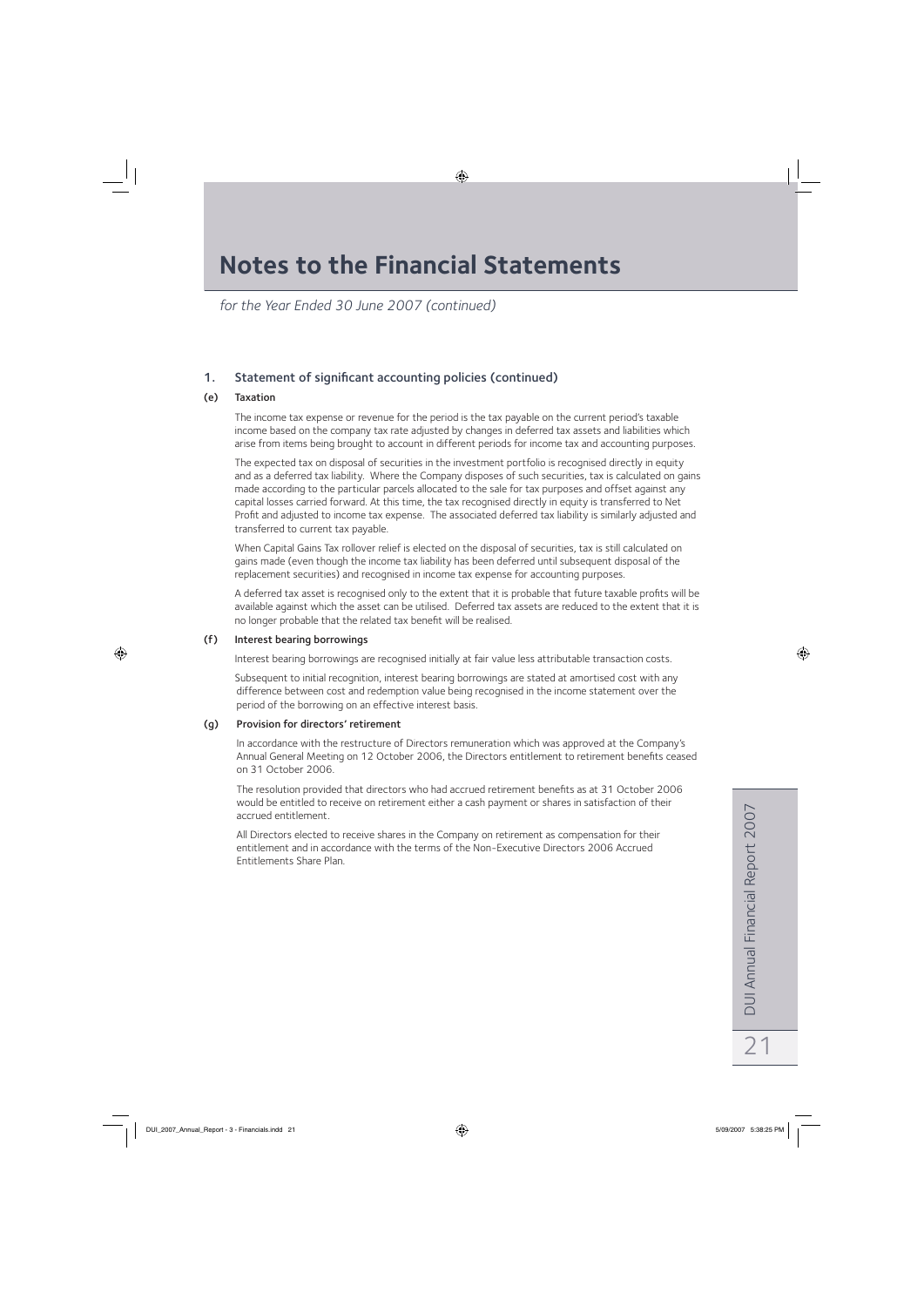# Notes to the Financial Statements

*for the Year Ended 30 June 2007 (continued)*

## 1. Statement of significant accounting policies (continued)

### (e) Taxation

The income tax expense or revenue for the period is the tax payable on the current period's taxable income based on the company tax rate adjusted by changes in deferred tax assets and liabilities which arise from items being brought to account in different periods for income tax and accounting purposes.

The expected tax on disposal of securities in the investment portfolio is recognised directly in equity and as a deferred tax liability. Where the Company disposes of such securities, tax is calculated on gains made according to the particular parcels allocated to the sale for tax purposes and offset against any capital losses carried forward. At this time, the tax recognised directly in equity is transferred to Net Profit and adjusted to income tax expense. The associated deferred tax liability is similarly adjusted and transferred to current tax payable.

When Capital Gains Tax rollover relief is elected on the disposal of securities, tax is still calculated on gains made (even though the income tax liability has been deferred until subsequent disposal of the replacement securities) and recognised in income tax expense for accounting purposes.

A deferred tax asset is recognised only to the extent that it is probable that future taxable profits will be available against which the asset can be utilised. Deferred tax assets are reduced to the extent that it is no longer probable that the related tax benefit will be realised.

### (f) Interest bearing borrowings

Interest bearing borrowings are recognised initially at fair value less attributable transaction costs.

Subsequent to initial recognition, interest bearing borrowings are stated at amortised cost with any difference between cost and redemption value being recognised in the income statement over the period of the borrowing on an effective interest basis.

### (g) Provision for directors' retirement

In accordance with the restructure of Directors remuneration which was approved at the Company's Annual General Meeting on 12 October 2006, the Directors entitlement to retirement benefits ceased on 31 October 2006.

The resolution provided that directors who had accrued retirement benefits as at 31 October 2006 would be entitled to receive on retirement either a cash payment or shares in satisfaction of their accrued entitlement.

All Directors elected to receive shares in the Company on retirement as compensation for their entitlement and in accordance with the terms of the Non-Executive Directors 2006 Accrued Entitlements Share Plan.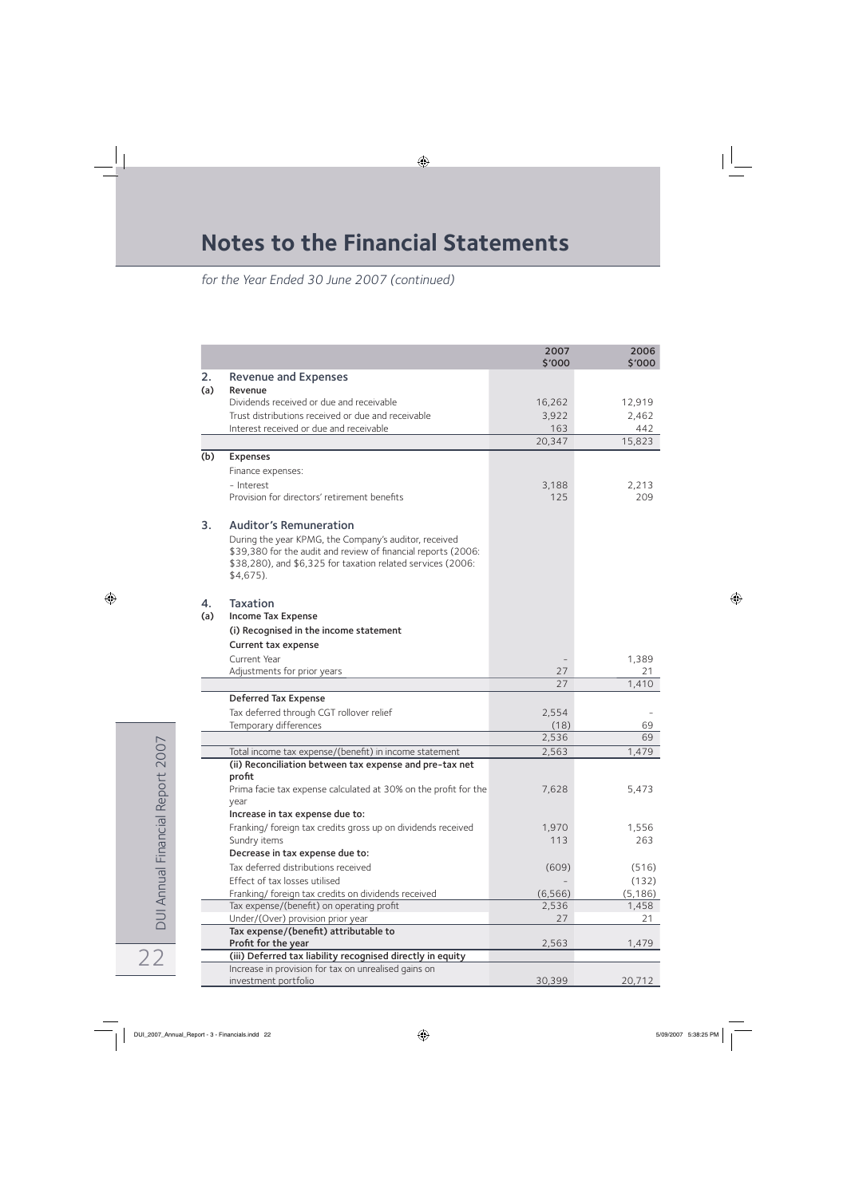# Notes to the Financial Statements

*for the Year Ended 30 June 2007 (continued)*

| | | 2007 $'000 | 2006 $'000 |
|---|---|---|---|
| **2.** | **Revenue and Expenses** | | |
| **(a)** | **Revenue** | | |
| | Dividends received or due and receivable | 16,262 | 12,919 |
| | Trust distributions received or due and receivable | 3,922 | 2,462 |
| | Interest received or due and receivable | 163 | 442 |
| | | 20,347 | 15,823 |
| **(b)** | **Expenses** | | |
| | Finance expenses: | | |
| | - Interest | 3,188 | 2,213 |
| | Provision for directors' retirement benefits | 125 | 209 |
| **3.** | **Auditor's Remuneration** | | |
| | During the year KPMG, the Company's auditor, received $39,380 for the audit and review of financial reports (2006: $38,280), and $6,325 for taxation related services (2006: $4,675). | | |
| **4.** | **Taxation** | | |
| **(a)** | **Income Tax Expense** | | |
| | **(i) Recognised in the income statement** | | |
| | **Current tax expense** | | |
| | Current Year | - | 1,389 |
| | Adjustments for prior years | 27 | 21 |
| | | 27 | 1,410 |
| | **Deferred Tax Expense** | | |
| | Tax deferred through CGT rollover relief | 2,554 | - |
| | Temporary differences | (18) | 69 |
| | | 2,536 | 69 |
| | Total income tax expense/(benefit) in income statement | 2,563 | 1,479 |
| | **(ii) Reconciliation between tax expense and pre-tax net profit** | | |
| | Prima facie tax expense calculated at 30% on the profit for the year | 7,628 | 5,473 |
| | **Increase in tax expense due to:** | | |
| | Franking/ foreign tax credits gross up on dividends received | 1,970 | 1,556 |
| | Sundry items | 113 | 263 |
| | **Decrease in tax expense due to:** | | |
| | Tax deferred distributions received | (609) | (516) |
| | Effect of tax losses utilised | - | (132) |
| | Franking/ foreign tax credits on dividends received | (6,566) | (5,186) |
| | Tax expense/(benefit) on operating profit | 2,536 | 1,458 |
| | Under/(Over) provision prior year | 27 | 21 |
| | **Tax expense/(benefit) attributable to Profit for the year** | 2,563 | 1,479 |
| | **(iii) Deferred tax liability recognised directly in equity** | | |
| | Increase in provision for tax on unrealised gains on investment portfolio | 30,399 | 20,712 |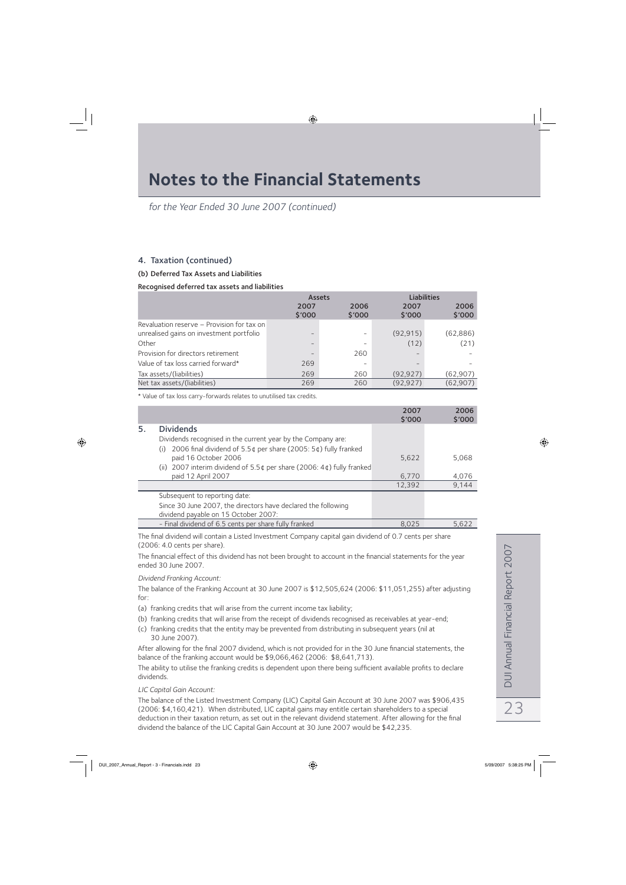# Notes to the Financial Statements

*for the Year Ended 30 June 2007 (continued)*

## 4. Taxation (continued)

### (b) Deferred Tax Assets and Liabilities

**Recognised deferred tax assets and liabilities**

| | Assets | | Liabilities | |
|---|---|---|---|---|
| | 2007 $'000 | 2006 $'000 | 2007 $'000 | 2006 $'000 |
| Revaluation reserve – Provision for tax on unrealised gains on investment portfolio | – | – | (92,915) | (62,886) |
| Other | – | – | (12) | (21) |
| Provision for directors retirement | – | 260 | – | – |
| Value of tax loss carried forward* | 269 | – | – | – |
| Tax assets/(liabilities) | 269 | 260 | (92,927) | (62,907) |
| Net tax assets/(liabilities) | 269 | 260 | (92,927) | (62,907) |

\* Value of tax loss carry-forwards relates to unutilised tax credits.

| | 2007 $'000 | 2006 $'000 |
|---|---|---|
| **5. Dividends** | | |
| Dividends recognised in the current year by the Company are: | | |
| (i) 2006 final dividend of 5.5¢ per share (2005: 5¢) fully franked paid 16 October 2006 | 5,622 | 5,068 |
| (ii) 2007 interim dividend of 5.5¢ per share (2006: 4¢) fully franked paid 12 April 2007 | 6,770 | 4,076 |
| | 12,392 | 9,144 |
| Subsequent to reporting date: | | |
| Since 30 June 2007, the directors have declared the following dividend payable on 15 October 2007: | | |
| – Final dividend of 6.5 cents per share fully franked | 8,025 | 5,622 |

The final dividend will contain a Listed Investment Company capital gain dividend of 0.7 cents per share (2006: 4.0 cents per share).

The financial effect of this dividend has not been brought to account in the financial statements for the year ended 30 June 2007.

*Dividend Franking Account:*

The balance of the Franking Account at 30 June 2007 is $12,505,624 (2006: $11,051,255) after adjusting for:

(a) franking credits that will arise from the current income tax liability;

(b) franking credits that will arise from the receipt of dividends recognised as receivables at year-end;

(c) franking credits that the entity may be prevented from distributing in subsequent years (nil at 30 June 2007).

After allowing for the final 2007 dividend, which is not provided for in the 30 June financial statements, the balance of the franking account would be $9,066,462 (2006: $8,641,713).

The ability to utilise the franking credits is dependent upon there being sufficient available profits to declare dividends.

*LIC Capital Gain Account:*

The balance of the Listed Investment Company (LIC) Capital Gain Account at 30 June 2007 was $906,435 (2006: $4,160,421). When distributed, LIC capital gains may entitle certain shareholders to a special deduction in their taxation return, as set out in the relevant dividend statement. After allowing for the final dividend the balance of the LIC Capital Gain Account at 30 June 2007 would be $42,235.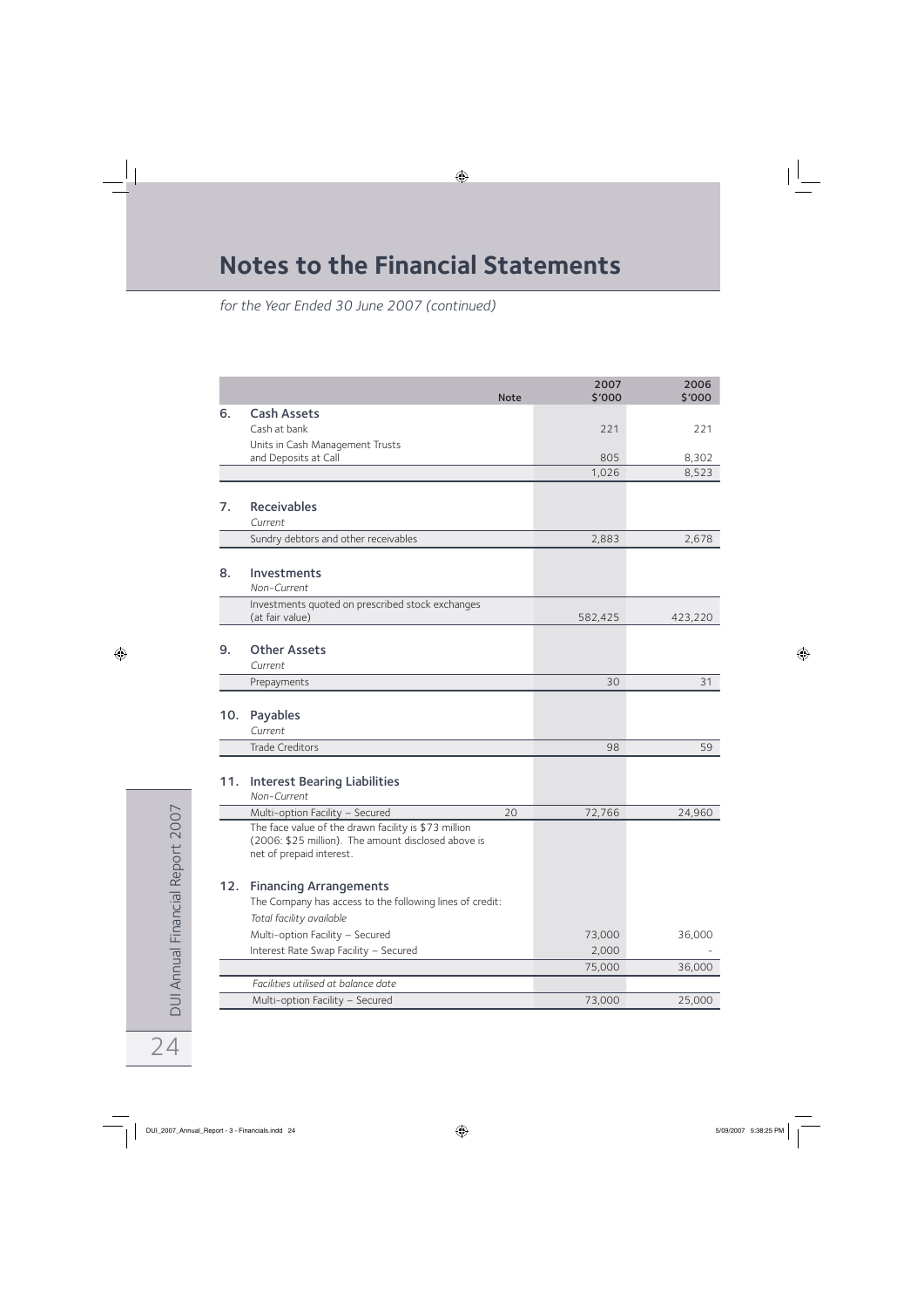# Notes to the Financial Statements

*for the Year Ended 30 June 2007 (continued)*

| | | Note | 2007 $'000 | 2006 $'000 |
|---|---|---|---|---|
| **6.** | **Cash Assets** | | | |
| | Cash at bank | | 221 | 221 |
| | Units in Cash Management Trusts and Deposits at Call | | 805 | 8,302 |
| | | | 1,026 | 8,523 |
| **7.** | **Receivables** | | | |
| | *Current* | | | |
| | Sundry debtors and other receivables | | 2,883 | 2,678 |
| **8.** | **Investments** | | | |
| | *Non-Current* | | | |
| | Investments quoted on prescribed stock exchanges (at fair value) | | 582,425 | 423,220 |
| **9.** | **Other Assets** | | | |
| | *Current* | | | |
| | Prepayments | | 30 | 31 |
| **10.** | **Payables** | | | |
| | *Current* | | | |
| | Trade Creditors | | 98 | 59 |
| **11.** | **Interest Bearing Liabilities** | | | |
| | *Non-Current* | | | |
| | Multi-option Facility – Secured | 20 | 72,766 | 24,960 |
| | The face value of the drawn facility is $73 million (2006: $25 million). The amount disclosed above is net of prepaid interest. | | | |
| **12.** | **Financing Arrangements** | | | |
| | The Company has access to the following lines of credit: | | | |
| | *Total facility available* | | | |
| | Multi-option Facility – Secured | | 73,000 | 36,000 |
| | Interest Rate Swap Facility – Secured | | 2,000 | - |
| | | | 75,000 | 36,000 |
| | *Facilities utilised at balance date* | | | |
| | Multi-option Facility – Secured | | 73,000 | 25,000 |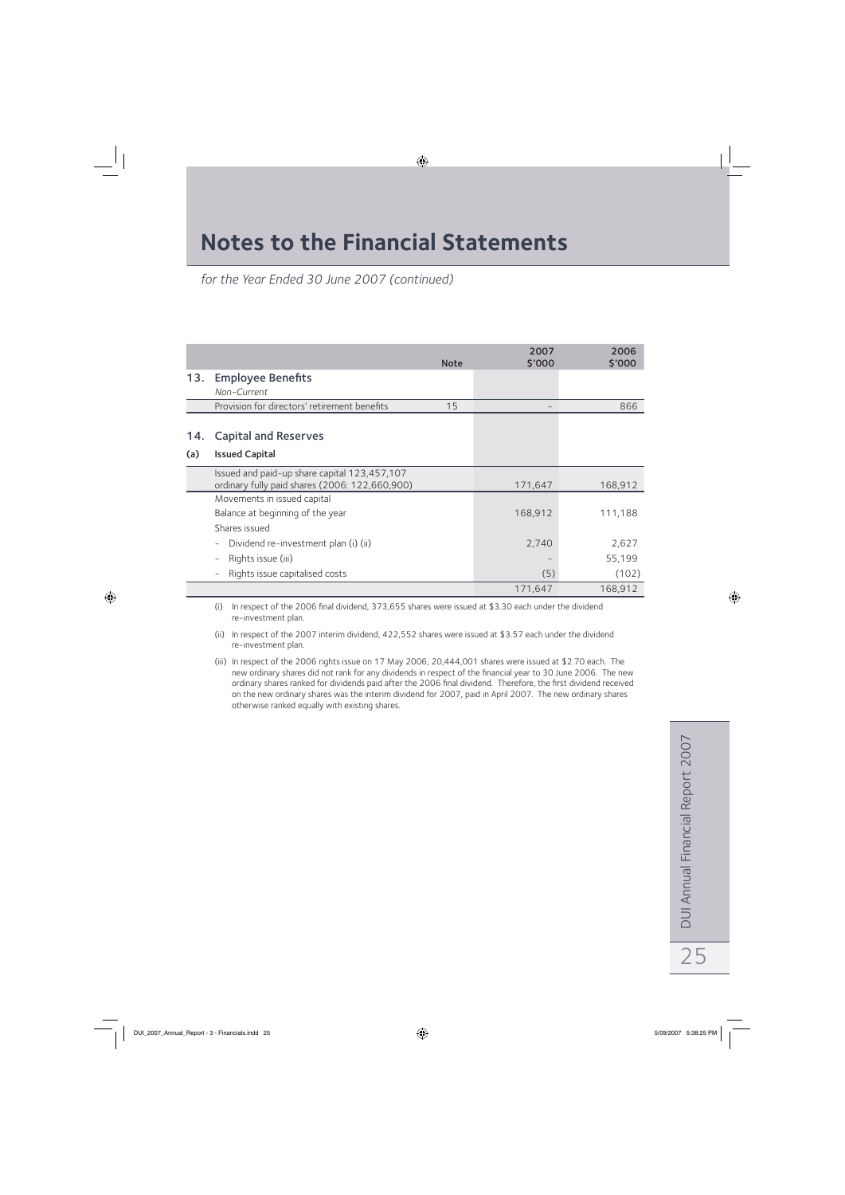# Notes to the Financial Statements

*for the Year Ended 30 June 2007 (continued)*

| | | Note | 2007 $'000 | 2006 $'000 |
|---|---|---|---|---|
| **13.** | **Employee Benefits** | | | |
| | *Non-Current* | | | |
| | Provision for directors' retirement benefits | 15 | – | 866 |
| **14.** | **Capital and Reserves** | | | |
| **(a)** | **Issued Capital** | | | |
| | Issued and paid-up share capital 123,457,107 ordinary fully paid shares (2006: 122,660,900) | | 171,647 | 168,912 |
| | Movements in issued capital | | | |
| | Balance at beginning of the year | | 168,912 | 111,188 |
| | Shares issued | | | |
| | - Dividend re-investment plan (i) (ii) | | 2,740 | 2,627 |
| | - Rights issue (iii) | | – | 55,199 |
| | - Rights issue capitalised costs | | (5) | (102) |
| | | | 171,647 | 168,912 |

(i) In respect of the 2006 final dividend, 373,655 shares were issued at $3.30 each under the dividend re-investment plan.

(ii) In respect of the 2007 interim dividend, 422,552 shares were issued at $3.57 each under the dividend re-investment plan.

(iii) In respect of the 2006 rights issue on 17 May 2006, 20,444,001 shares were issued at $2.70 each. The new ordinary shares did not rank for any dividends in respect of the financial year to 30 June 2006. The new ordinary shares ranked for dividends paid after the 2006 final dividend. Therefore, the first dividend received on the new ordinary shares was the interim dividend for 2007, paid in April 2007. The new ordinary shares otherwise ranked equally with existing shares.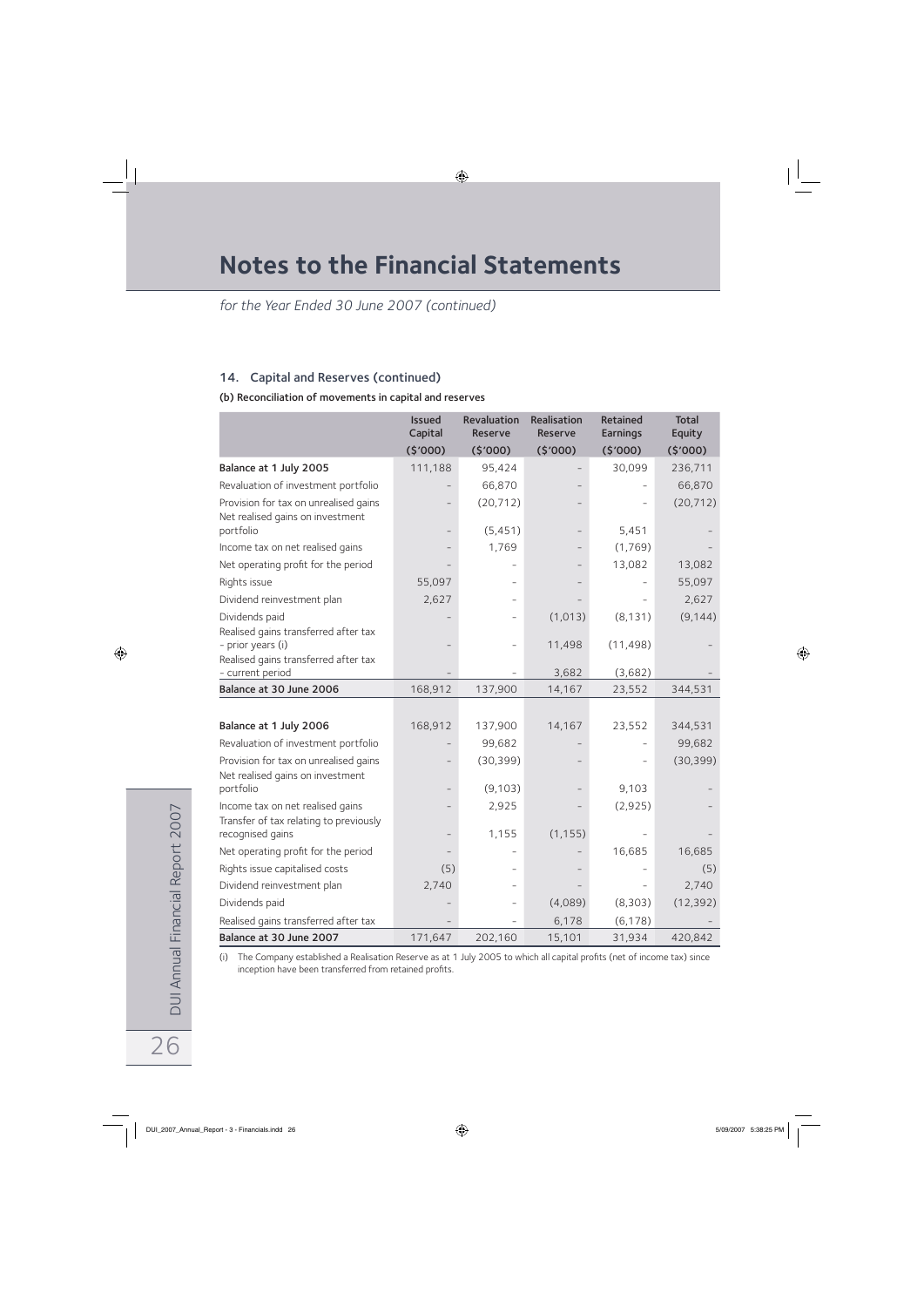# Notes to the Financial Statements

*for the Year Ended 30 June 2007 (continued)*

## 14. Capital and Reserves (continued)

**(b) Reconciliation of movements in capital and reserves**

| | Issued Capital ($'000) | Revaluation Reserve ($'000) | Realisation Reserve ($'000) | Retained Earnings ($'000) | Total Equity ($'000) |
|---|---|---|---|---|---|
| **Balance at 1 July 2005** | 111,188 | 95,424 | – | 30,099 | 236,711 |
| Revaluation of investment portfolio | – | 66,870 | – | – | 66,870 |
| Provision for tax on unrealised gains | – | (20,712) | – | – | (20,712) |
| Net realised gains on investment portfolio | – | (5,451) | – | 5,451 | – |
| Income tax on net realised gains | – | 1,769 | – | (1,769) | – |
| Net operating profit for the period | – | – | – | 13,082 | 13,082 |
| Rights issue | 55,097 | – | – | – | 55,097 |
| Dividend reinvestment plan | 2,627 | – | – | – | 2,627 |
| Dividends paid | – | – | (1,013) | (8,131) | (9,144) |
| Realised gains transferred after tax – prior years (i) | – | – | 11,498 | (11,498) | – |
| Realised gains transferred after tax – current period | – | – | 3,682 | (3,682) | – |
| **Balance at 30 June 2006** | 168,912 | 137,900 | 14,167 | 23,552 | 344,531 |
| | | | | | |
| **Balance at 1 July 2006** | 168,912 | 137,900 | 14,167 | 23,552 | 344,531 |
| Revaluation of investment portfolio | – | 99,682 | – | – | 99,682 |
| Provision for tax on unrealised gains | – | (30,399) | – | – | (30,399) |
| Net realised gains on investment portfolio | – | (9,103) | – | 9,103 | – |
| Income tax on net realised gains | – | 2,925 | – | (2,925) | – |
| Transfer of tax relating to previously recognised gains | – | 1,155 | (1,155) | – | – |
| Net operating profit for the period | – | – | – | 16,685 | 16,685 |
| Rights issue capitalised costs | (5) | – | – | – | (5) |
| Dividend reinvestment plan | 2,740 | – | – | – | 2,740 |
| Dividends paid | – | – | (4,089) | (8,303) | (12,392) |
| Realised gains transferred after tax | – | – | 6,178 | (6,178) | – |
| **Balance at 30 June 2007** | 171,647 | 202,160 | 15,101 | 31,934 | 420,842 |

(i) The Company established a Realisation Reserve as at 1 July 2005 to which all capital profits (net of income tax) since inception have been transferred from retained profits.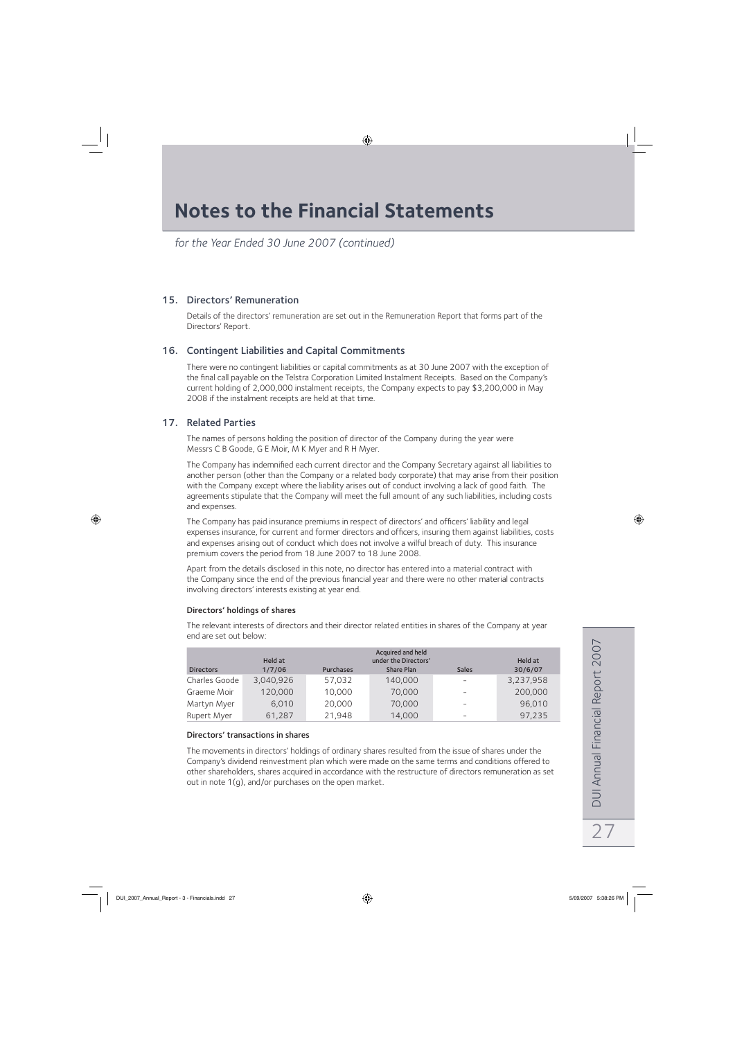# Notes to the Financial Statements

*for the Year Ended 30 June 2007 (continued)*

## 15. Directors' Remuneration

Details of the directors' remuneration are set out in the Remuneration Report that forms part of the Directors' Report.

## 16. Contingent Liabilities and Capital Commitments

There were no contingent liabilities or capital commitments as at 30 June 2007 with the exception of the final call payable on the Telstra Corporation Limited Instalment Receipts. Based on the Company's current holding of 2,000,000 instalment receipts, the Company expects to pay $3,200,000 in May 2008 if the instalment receipts are held at that time.

## 17. Related Parties

The names of persons holding the position of director of the Company during the year were Messrs C B Goode, G E Moir, M K Myer and R H Myer.

The Company has indemnified each current director and the Company Secretary against all liabilities to another person (other than the Company or a related body corporate) that may arise from their position with the Company except where the liability arises out of conduct involving a lack of good faith. The agreements stipulate that the Company will meet the full amount of any such liabilities, including costs and expenses.

The Company has paid insurance premiums in respect of directors' and officers' liability and legal expenses insurance, for current and former directors and officers, insuring them against liabilities, costs and expenses arising out of conduct which does not involve a wilful breach of duty. This insurance premium covers the period from 18 June 2007 to 18 June 2008.

Apart from the details disclosed in this note, no director has entered into a material contract with the Company since the end of the previous financial year and there were no other material contracts involving directors' interests existing at year end.

### Directors' holdings of shares

The relevant interests of directors and their director related entities in shares of the Company at year end are set out below:

| Directors | Held at 1/7/06 | Purchases | Acquired and held under the Directors' Share Plan | Sales | Held at 30/6/07 |
|---|---|---|---|---|---|
| Charles Goode | 3,040,926 | 57,032 | 140,000 | - | 3,237,958 |
| Graeme Moir | 120,000 | 10,000 | 70,000 | - | 200,000 |
| Martyn Myer | 6,010 | 20,000 | 70,000 | - | 96,010 |
| Rupert Myer | 61,287 | 21,948 | 14,000 | - | 97,235 |

### Directors' transactions in shares

The movements in directors' holdings of ordinary shares resulted from the issue of shares under the Company's dividend reinvestment plan which were made on the same terms and conditions offered to other shareholders, shares acquired in accordance with the restructure of directors remuneration as set out in note 1(g), and/or purchases on the open market.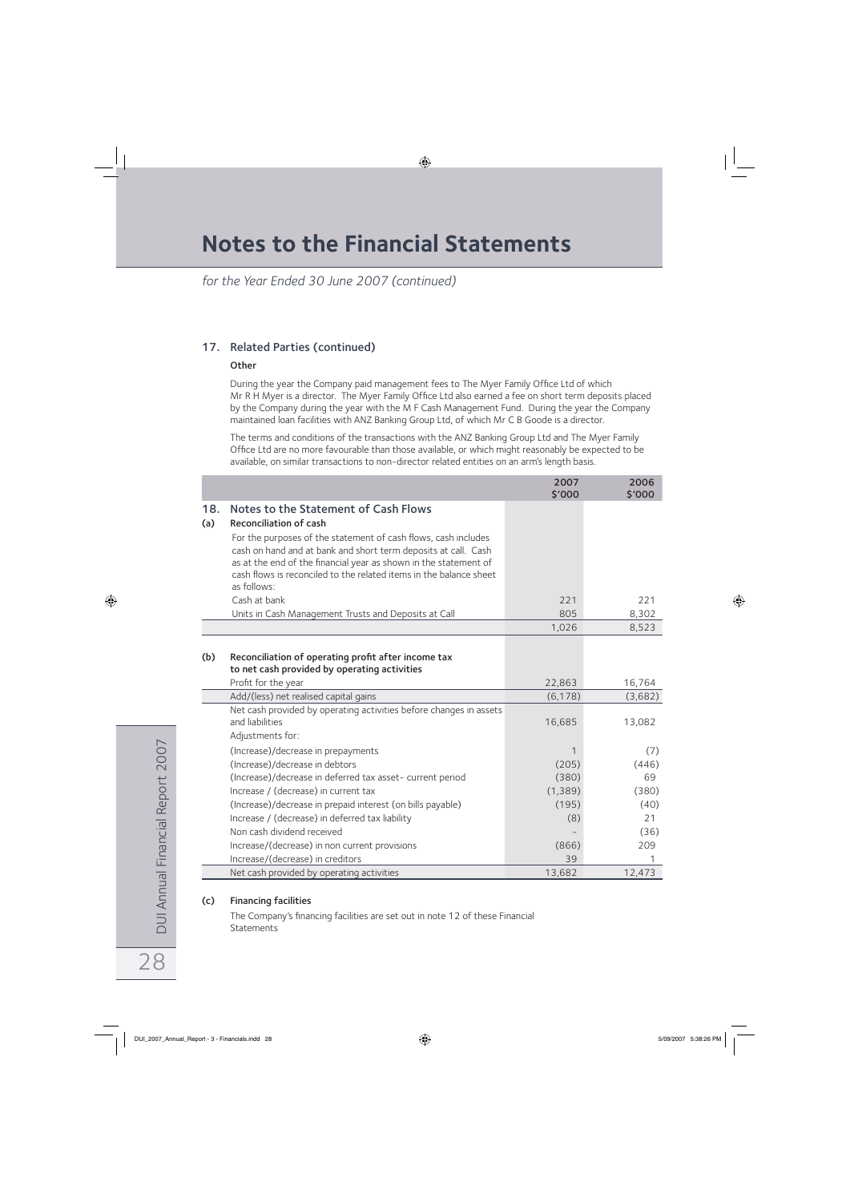# Notes to the Financial Statements

*for the Year Ended 30 June 2007 (continued)*

## 17. Related Parties (continued)

**Other**

During the year the Company paid management fees to The Myer Family Office Ltd of which Mr R H Myer is a director. The Myer Family Office Ltd also earned a fee on short term deposits placed by the Company during the year with the M F Cash Management Fund. During the year the Company maintained loan facilities with ANZ Banking Group Ltd, of which Mr C B Goode is a director.

The terms and conditions of the transactions with the ANZ Banking Group Ltd and The Myer Family Office Ltd are no more favourable than those available, or which might reasonably be expected to be available, on similar transactions to non-director related entities on an arm's length basis.

| | | 2007 $'000 | 2006 $'000 |
|---|---|---|---|
| **18.** | **Notes to the Statement of Cash Flows** | | |
| **(a)** | **Reconciliation of cash** | | |
| | For the purposes of the statement of cash flows, cash includes cash on hand and at bank and short term deposits at call. Cash as at the end of the financial year as shown in the statement of cash flows is reconciled to the related items in the balance sheet as follows: | | |
| | Cash at bank | 221 | 221 |
| | Units in Cash Management Trusts and Deposits at Call | 805 | 8,302 |
| | | 1,026 | 8,523 |
| **(b)** | **Reconciliation of operating profit after income tax to net cash provided by operating activities** | | |
| | Profit for the year | 22,863 | 16,764 |
| | Add/(less) net realised capital gains | (6,178) | (3,682) |
| | Net cash provided by operating activities before changes in assets and liabilities | 16,685 | 13,082 |
| | Adjustments for: | | |
| | (Increase)/decrease in prepayments | 1 | (7) |
| | (Increase)/decrease in debtors | (205) | (446) |
| | (Increase)/decrease in deferred tax asset- current period | (380) | 69 |
| | Increase / (decrease) in current tax | (1,389) | (380) |
| | (Increase)/decrease in prepaid interest (on bills payable) | (195) | (40) |
| | Increase / (decrease) in deferred tax liability | (8) | 21 |
| | Non cash dividend received | - | (36) |
| | Increase/(decrease) in non current provisions | (866) | 209 |
| | Increase/(decrease) in creditors | 39 | 1 |
| | Net cash provided by operating activities | 13,682 | 12,473 |

**(c) Financing facilities**

The Company's financing facilities are set out in note 12 of these Financial Statements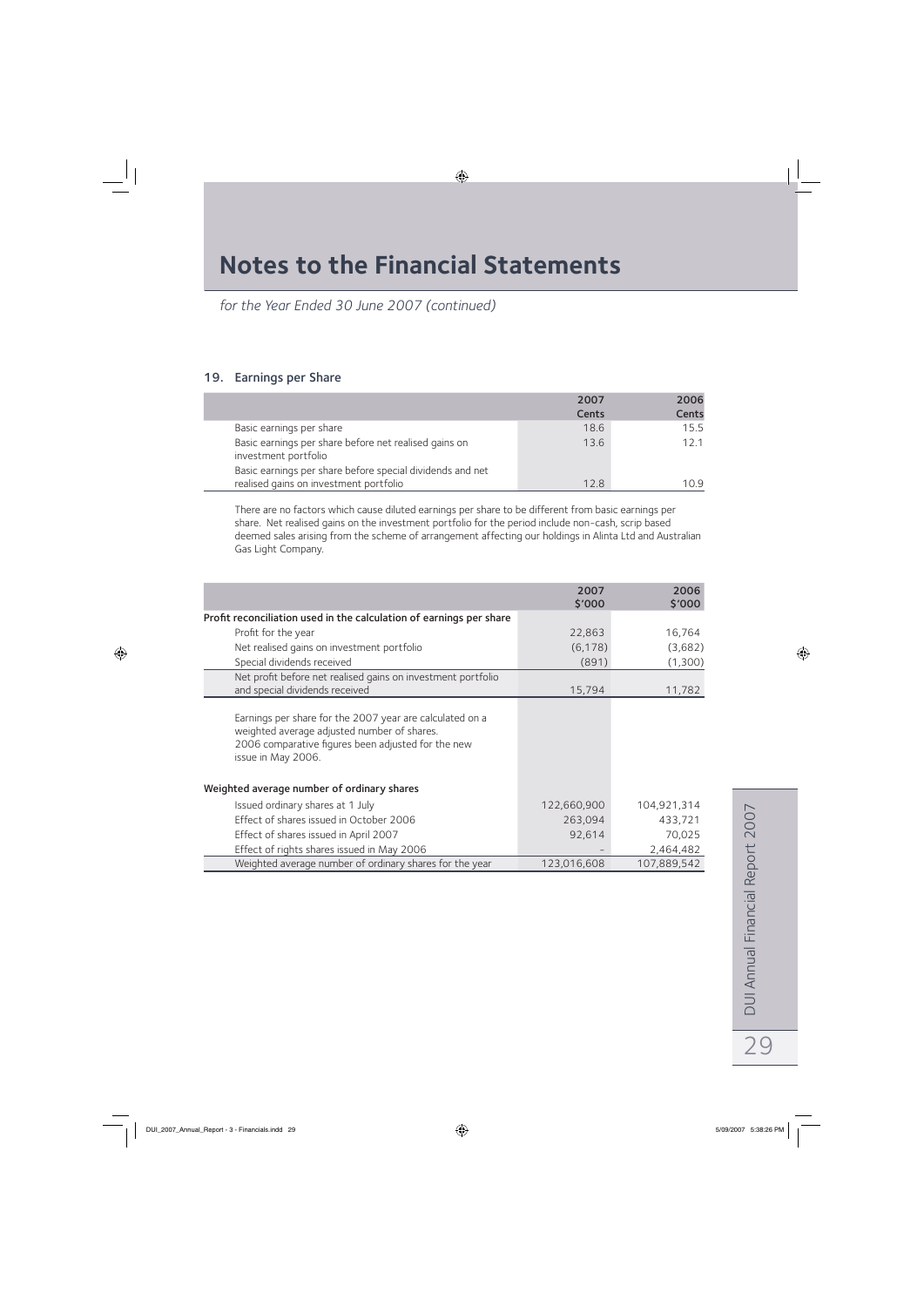# Notes to the Financial Statements

*for the Year Ended 30 June 2007 (continued)*

## 19. Earnings per Share

| | 2007 Cents | 2006 Cents |
|---|---|---|
| Basic earnings per share | 18.6 | 15.5 |
| Basic earnings per share before net realised gains on investment portfolio | 13.6 | 12.1 |
| Basic earnings per share before special dividends and net realised gains on investment portfolio | 12.8 | 10.9 |

There are no factors which cause diluted earnings per share to be different from basic earnings per share. Net realised gains on the investment portfolio for the period include non-cash, scrip based deemed sales arising from the scheme of arrangement affecting our holdings in Alinta Ltd and Australian Gas Light Company.

| | 2007 $'000 | 2006 $'000 |
|---|---|---|
| **Profit reconciliation used in the calculation of earnings per share** | | |
| Profit for the year | 22,863 | 16,764 |
| Net realised gains on investment portfolio | (6,178) | (3,682) |
| Special dividends received | (891) | (1,300) |
| Net profit before net realised gains on investment portfolio and special dividends received | 15,794 | 11,782 |
| Earnings per share for the 2007 year are calculated on a weighted average adjusted number of shares. 2006 comparative figures been adjusted for the new issue in May 2006. | | |
| **Weighted average number of ordinary shares** | | |
| Issued ordinary shares at 1 July | 122,660,900 | 104,921,314 |
| Effect of shares issued in October 2006 | 263,094 | 433,721 |
| Effect of shares issued in April 2007 | 92,614 | 70,025 |
| Effect of rights shares issued in May 2006 | - | 2,464,482 |
| Weighted average number of ordinary shares for the year | 123,016,608 | 107,889,542 |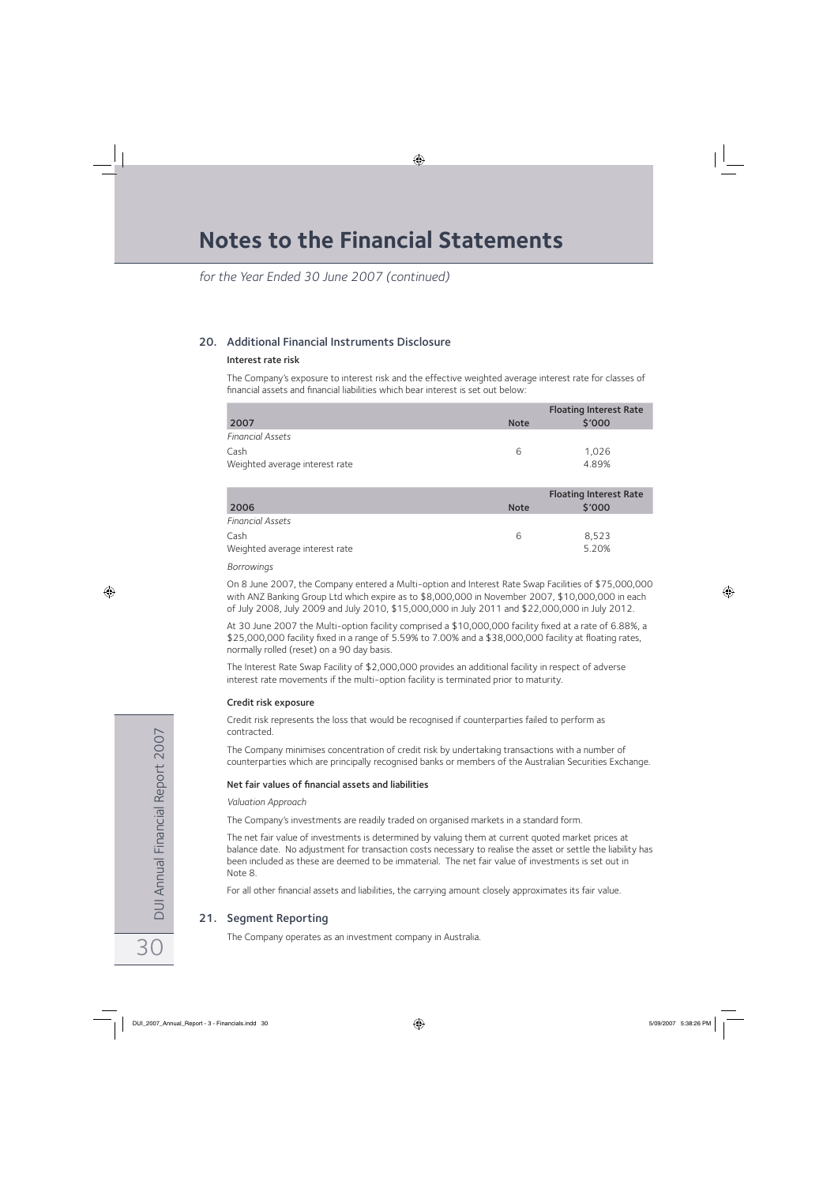# Notes to the Financial Statements

*for the Year Ended 30 June 2007 (continued)*

## 20. Additional Financial Instruments Disclosure

### Interest rate risk

The Company's exposure to interest risk and the effective weighted average interest rate for classes of financial assets and financial liabilities which bear interest is set out below:

| 2007 | Note | Floating Interest Rate $'000 |
|---|---|---|
| *Financial Assets* | | |
| Cash | 6 | 1,026 |
| Weighted average interest rate | | 4.89% |

| 2006 | Note | Floating Interest Rate $'000 |
|---|---|---|
| *Financial Assets* | | |
| Cash | 6 | 8,523 |
| Weighted average interest rate | | 5.20% |

*Borrowings*

On 8 June 2007, the Company entered a Multi-option and Interest Rate Swap Facilities of $75,000,000 with ANZ Banking Group Ltd which expire as to $8,000,000 in November 2007, $10,000,000 in each of July 2008, July 2009 and July 2010, $15,000,000 in July 2011 and $22,000,000 in July 2012.

At 30 June 2007 the Multi-option facility comprised a $10,000,000 facility fixed at a rate of 6.88%, a $25,000,000 facility fixed in a range of 5.59% to 7.00% and a $38,000,000 facility at floating rates, normally rolled (reset) on a 90 day basis.

The Interest Rate Swap Facility of $2,000,000 provides an additional facility in respect of adverse interest rate movements if the multi-option facility is terminated prior to maturity.

### Credit risk exposure

Credit risk represents the loss that would be recognised if counterparties failed to perform as contracted.

The Company minimises concentration of credit risk by undertaking transactions with a number of counterparties which are principally recognised banks or members of the Australian Securities Exchange.

### Net fair values of financial assets and liabilities

*Valuation Approach*

The Company's investments are readily traded on organised markets in a standard form.

The net fair value of investments is determined by valuing them at current quoted market prices at balance date. No adjustment for transaction costs necessary to realise the asset or settle the liability has been included as these are deemed to be immaterial. The net fair value of investments is set out in Note 8.

For all other financial assets and liabilities, the carrying amount closely approximates its fair value.

## 21. Segment Reporting

The Company operates as an investment company in Australia.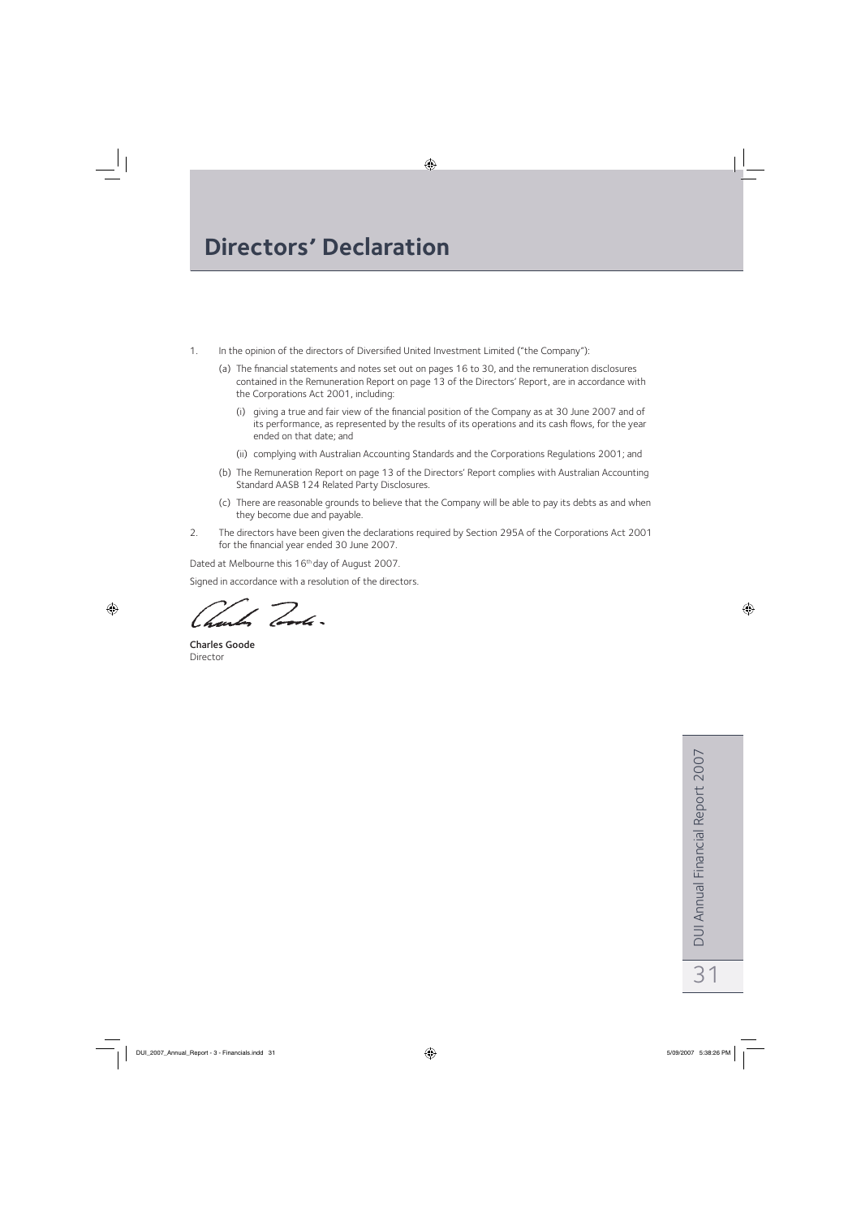# Directors' Declaration

1. In the opinion of the directors of Diversified United Investment Limited ("the Company"):

   (a) The financial statements and notes set out on pages 16 to 30, and the remuneration disclosures contained in the Remuneration Report on page 13 of the Directors' Report, are in accordance with the Corporations Act 2001, including:

   (i) giving a true and fair view of the financial position of the Company as at 30 June 2007 and of its performance, as represented by the results of its operations and its cash flows, for the year ended on that date; and

   (ii) complying with Australian Accounting Standards and the Corporations Regulations 2001; and

   (b) The Remuneration Report on page 13 of the Directors' Report complies with Australian Accounting Standard AASB 124 Related Party Disclosures.

   (c) There are reasonable grounds to believe that the Company will be able to pay its debts as and when they become due and payable.

2. The directors have been given the declarations required by Section 295A of the Corporations Act 2001 for the financial year ended 30 June 2007.

Dated at Melbourne this 16th day of August 2007.

Signed in accordance with a resolution of the directors.

**Charles Goode**
Director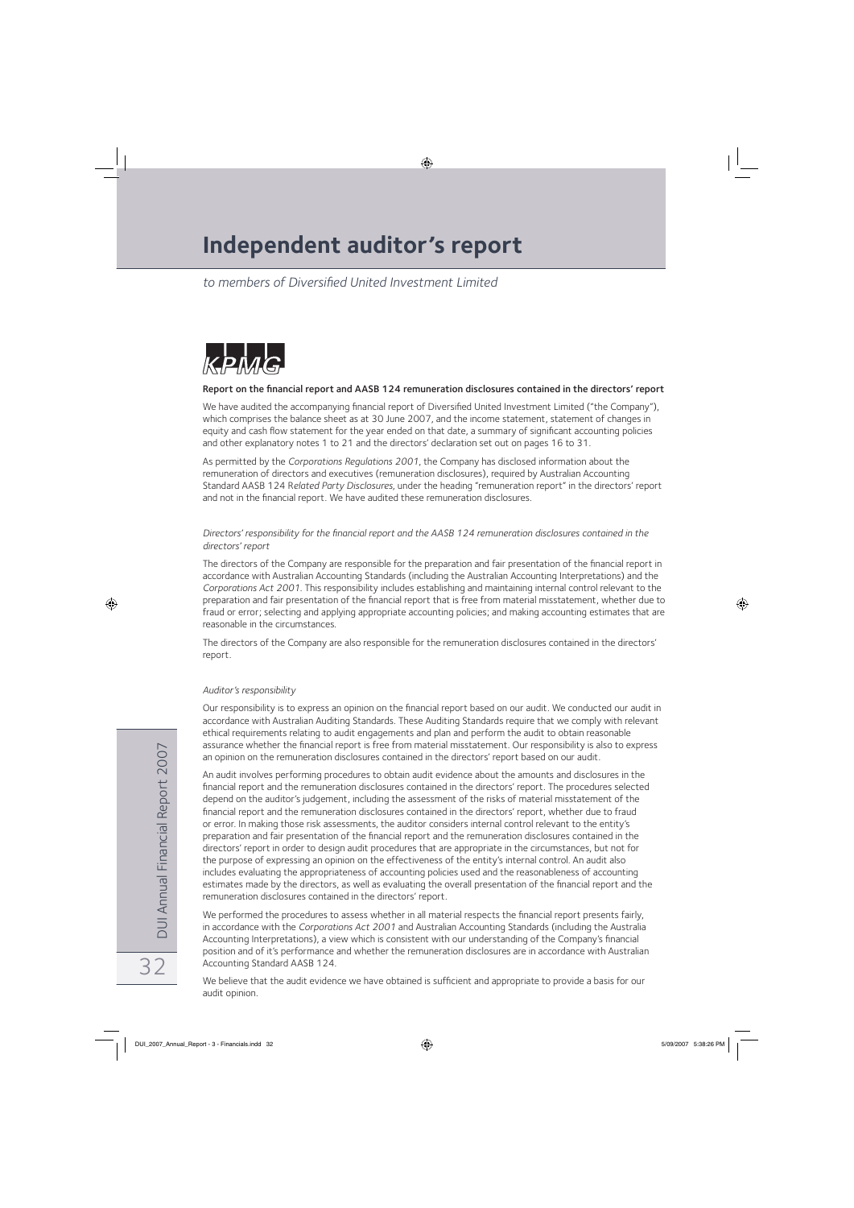# Independent auditor's report

*to members of Diversified United Investment Limited*

KPMG

**Report on the financial report and AASB 124 remuneration disclosures contained in the directors' report**

We have audited the accompanying financial report of Diversified United Investment Limited ("the Company"), which comprises the balance sheet as at 30 June 2007, and the income statement, statement of changes in equity and cash flow statement for the year ended on that date, a summary of significant accounting policies and other explanatory notes 1 to 21 and the directors' declaration set out on pages 16 to 31.

As permitted by the *Corporations Regulations 2001*, the Company has disclosed information about the remuneration of directors and executives (remuneration disclosures), required by Australian Accounting Standard AASB 124 R*elated Party Disclosures*, under the heading "remuneration report" in the directors' report and not in the financial report. We have audited these remuneration disclosures.

*Directors' responsibility for the financial report and the AASB 124 remuneration disclosures contained in the directors' report*

The directors of the Company are responsible for the preparation and fair presentation of the financial report in accordance with Australian Accounting Standards (including the Australian Accounting Interpretations) and the *Corporations Act 2001*. This responsibility includes establishing and maintaining internal control relevant to the preparation and fair presentation of the financial report that is free from material misstatement, whether due to fraud or error; selecting and applying appropriate accounting policies; and making accounting estimates that are reasonable in the circumstances.

The directors of the Company are also responsible for the remuneration disclosures contained in the directors' report.

*Auditor's responsibility*

Our responsibility is to express an opinion on the financial report based on our audit. We conducted our audit in accordance with Australian Auditing Standards. These Auditing Standards require that we comply with relevant ethical requirements relating to audit engagements and plan and perform the audit to obtain reasonable assurance whether the financial report is free from material misstatement. Our responsibility is also to express an opinion on the remuneration disclosures contained in the directors' report based on our audit.

An audit involves performing procedures to obtain audit evidence about the amounts and disclosures in the financial report and the remuneration disclosures contained in the directors' report. The procedures selected depend on the auditor's judgement, including the assessment of the risks of material misstatement of the financial report and the remuneration disclosures contained in the directors' report, whether due to fraud or error. In making those risk assessments, the auditor considers internal control relevant to the entity's preparation and fair presentation of the financial report and the remuneration disclosures contained in the directors' report in order to design audit procedures that are appropriate in the circumstances, but not for the purpose of expressing an opinion on the effectiveness of the entity's internal control. An audit also includes evaluating the appropriateness of accounting policies used and the reasonableness of accounting estimates made by the directors, as well as evaluating the overall presentation of the financial report and the remuneration disclosures contained in the directors' report.

We performed the procedures to assess whether in all material respects the financial report presents fairly, in accordance with the *Corporations Act 2001* and Australian Accounting Standards (including the Australia Accounting Interpretations), a view which is consistent with our understanding of the Company's financial position and of it's performance and whether the remuneration disclosures are in accordance with Australian Accounting Standard AASB 124.

We believe that the audit evidence we have obtained is sufficient and appropriate to provide a basis for our audit opinion.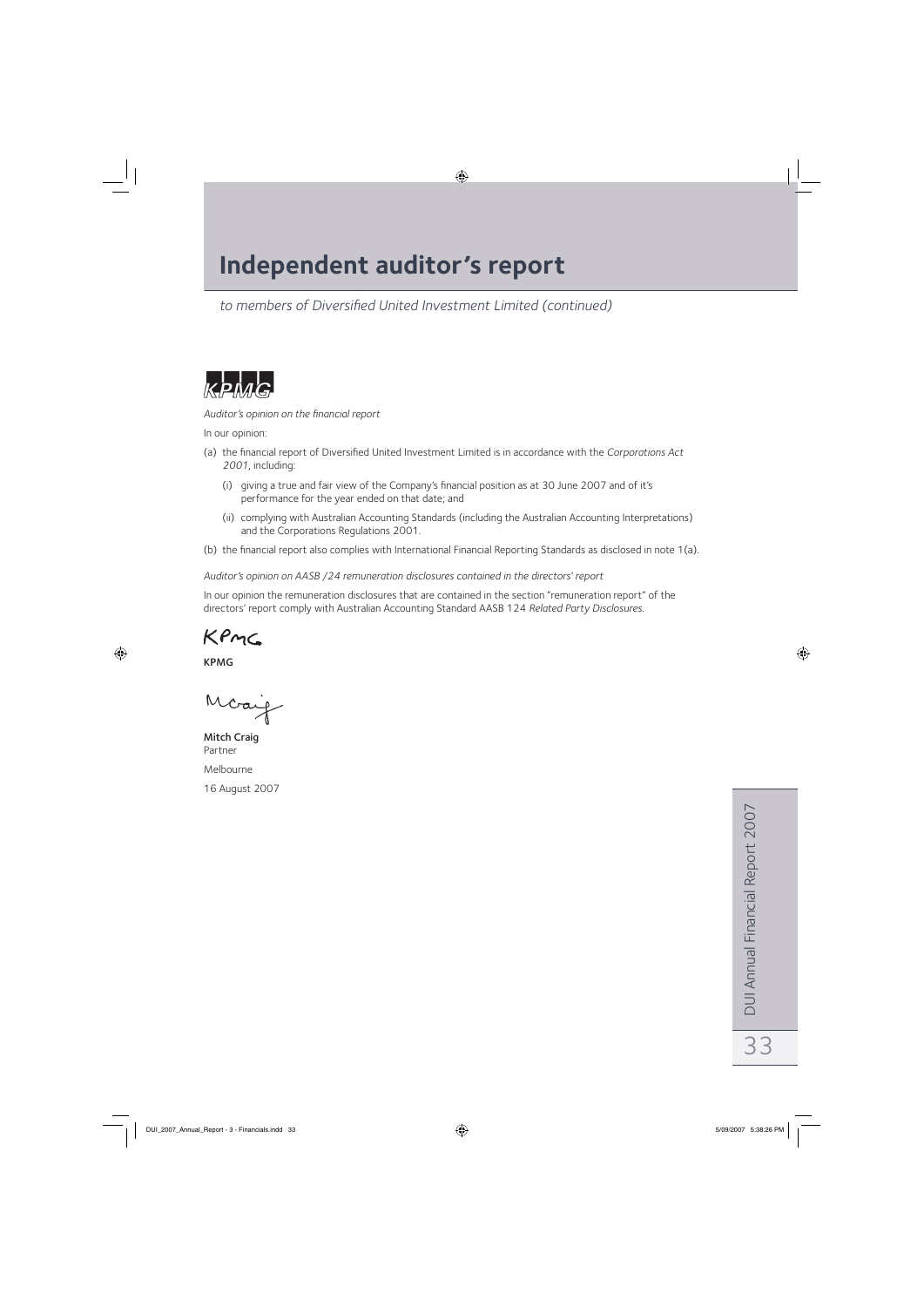# Independent auditor's report

*to members of Diversified United Investment Limited (continued)*

KPMG

*Auditor's opinion on the financial report*

In our opinion:

(a) the financial report of Diversified United Investment Limited is in accordance with the *Corporations Act 2001*, including:

   (i) giving a true and fair view of the Company's financial position as at 30 June 2007 and of it's performance for the year ended on that date; and

   (ii) complying with Australian Accounting Standards (including the Australian Accounting Interpretations) and the Corporations Regulations 2001.

(b) the financial report also complies with International Financial Reporting Standards as disclosed in note 1(a).

*Auditor's opinion on AASB /24 remuneration disclosures contained in the directors' report*

In our opinion the remuneration disclosures that are contained in the section "remuneration report" of the directors' report comply with Australian Accounting Standard AASB 124 *Related Party Disclosures.*

KPMG

**KPMG**

**Mitch Craig**
Partner

Melbourne

16 August 2007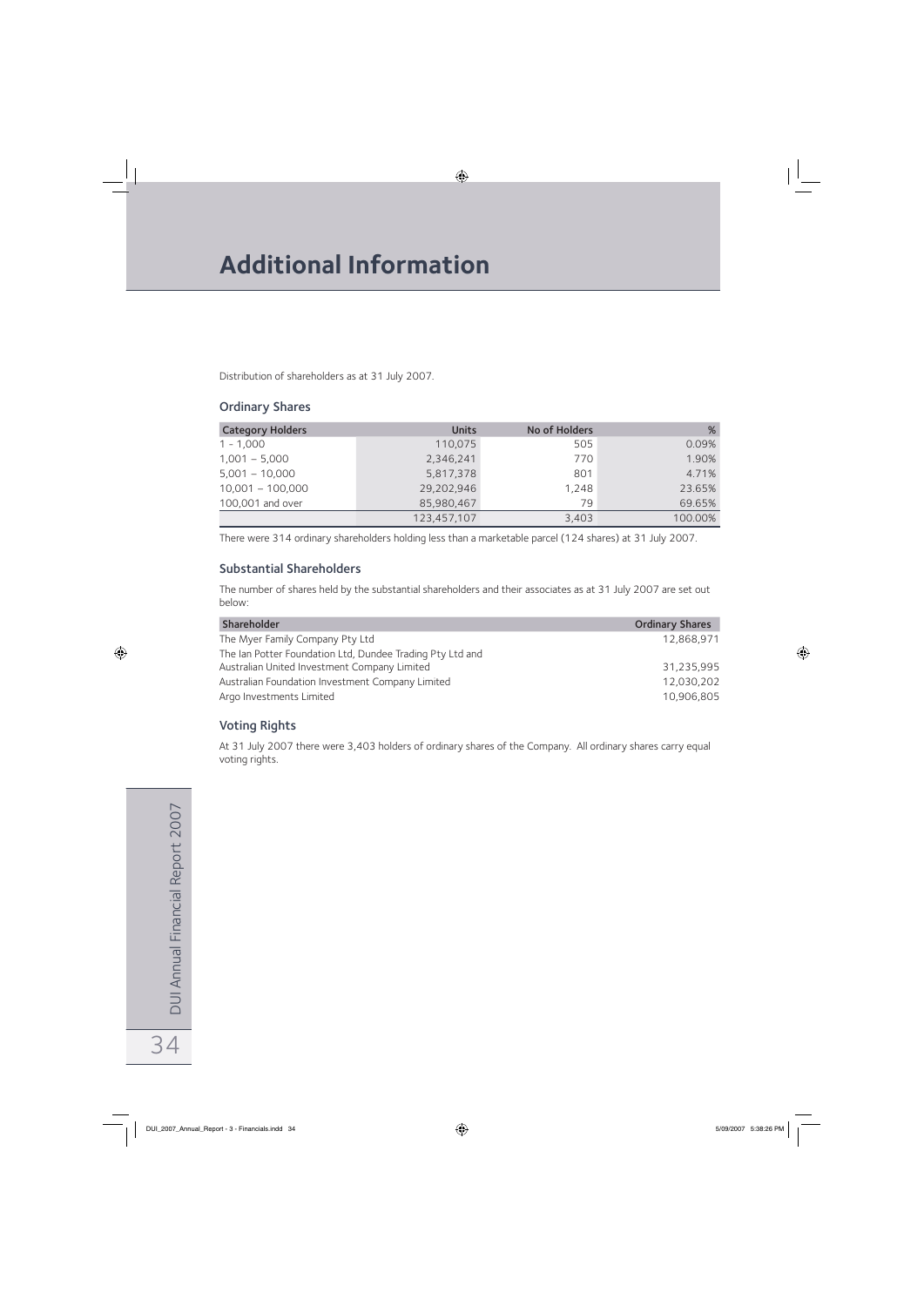# Additional Information

Distribution of shareholders as at 31 July 2007.

## Ordinary Shares

| Category Holders | Units | No of Holders | % |
|---|---|---|---|
| 1 - 1,000 | 110,075 | 505 | 0.09% |
| 1,001 – 5,000 | 2,346,241 | 770 | 1.90% |
| 5,001 – 10,000 | 5,817,378 | 801 | 4.71% |
| 10,001 – 100,000 | 29,202,946 | 1,248 | 23.65% |
| 100,001 and over | 85,980,467 | 79 | 69.65% |
| | 123,457,107 | 3,403 | 100.00% |

There were 314 ordinary shareholders holding less than a marketable parcel (124 shares) at 31 July 2007.

## Substantial Shareholders

The number of shares held by the substantial shareholders and their associates as at 31 July 2007 are set out below:

| Shareholder | Ordinary Shares |
|---|---|
| The Myer Family Company Pty Ltd | 12,868,971 |
| The Ian Potter Foundation Ltd, Dundee Trading Pty Ltd and Australian United Investment Company Limited | 31,235,995 |
| Australian Foundation Investment Company Limited | 12,030,202 |
| Argo Investments Limited | 10,906,805 |

## Voting Rights

At 31 July 2007 there were 3,403 holders of ordinary shares of the Company. All ordinary shares carry equal voting rights.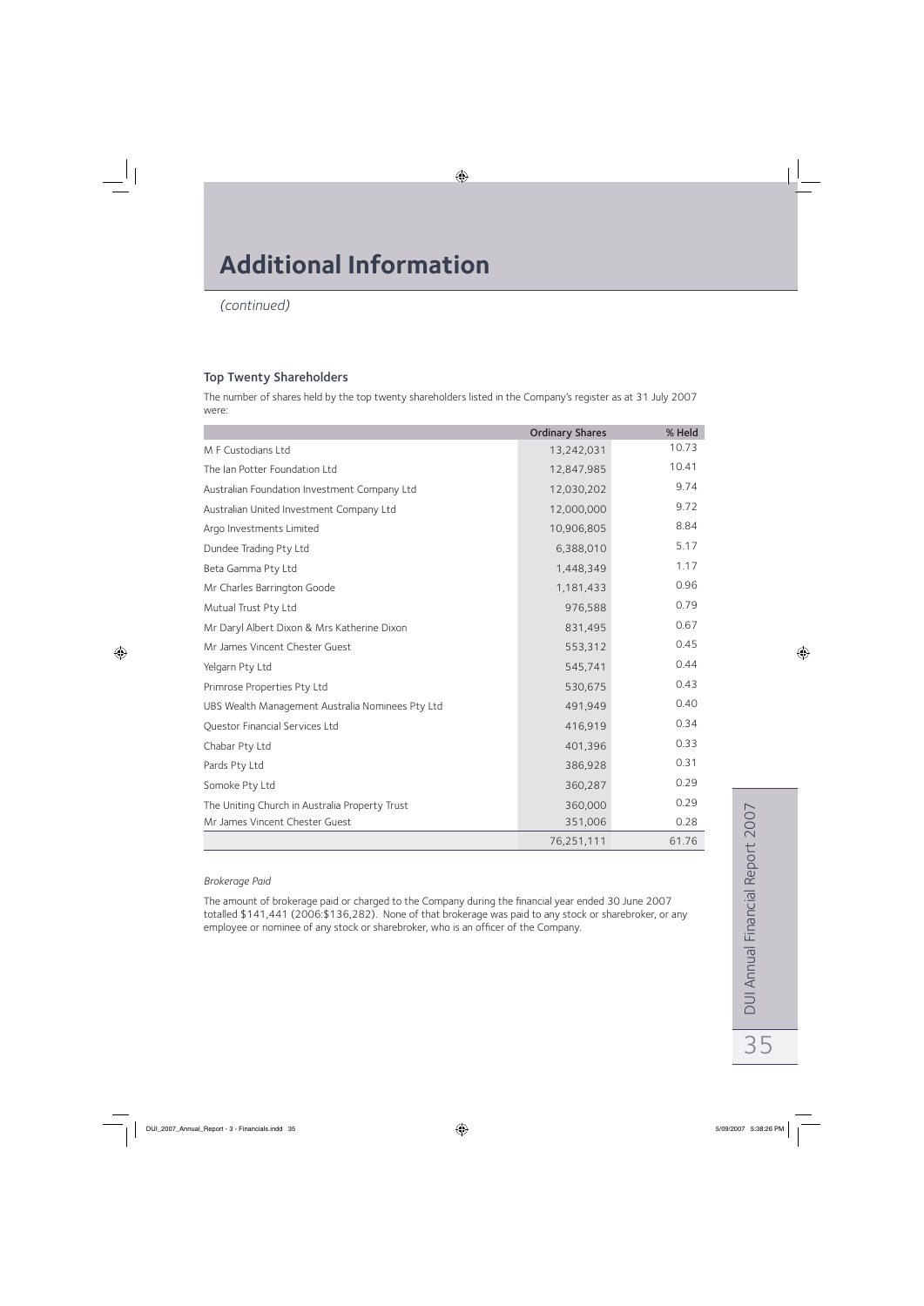# Additional Information

*(continued)*

## Top Twenty Shareholders

The number of shares held by the top twenty shareholders listed in the Company's register as at 31 July 2007 were:

| | Ordinary Shares | % Held |
|---|---|---|
| M F Custodians Ltd | 13,242,031 | 10.73 |
| The Ian Potter Foundation Ltd | 12,847,985 | 10.41 |
| Australian Foundation Investment Company Ltd | 12,030,202 | 9.74 |
| Australian United Investment Company Ltd | 12,000,000 | 9.72 |
| Argo Investments Limited | 10,906,805 | 8.84 |
| Dundee Trading Pty Ltd | 6,388,010 | 5.17 |
| Beta Gamma Pty Ltd | 1,448,349 | 1.17 |
| Mr Charles Barrington Goode | 1,181,433 | 0.96 |
| Mutual Trust Pty Ltd | 976,588 | 0.79 |
| Mr Daryl Albert Dixon & Mrs Katherine Dixon | 831,495 | 0.67 |
| Mr James Vincent Chester Guest | 553,312 | 0.45 |
| Yelgarn Pty Ltd | 545,741 | 0.44 |
| Primrose Properties Pty Ltd | 530,675 | 0.43 |
| UBS Wealth Management Australia Nominees Pty Ltd | 491,949 | 0.40 |
| Questor Financial Services Ltd | 416,919 | 0.34 |
| Chabar Pty Ltd | 401,396 | 0.33 |
| Pards Pty Ltd | 386,928 | 0.31 |
| Somoke Pty Ltd | 360,287 | 0.29 |
| The Uniting Church in Australia Property Trust | 360,000 | 0.29 |
| Mr James Vincent Chester Guest | 351,006 | 0.28 |
| | 76,251,111 | 61.76 |

*Brokerage Paid*

The amount of brokerage paid or charged to the Company during the financial year ended 30 June 2007 totalled $141,441 (2006:$136,282). None of that brokerage was paid to any stock or sharebroker, or any employee or nominee of any stock or sharebroker, who is an officer of the Company.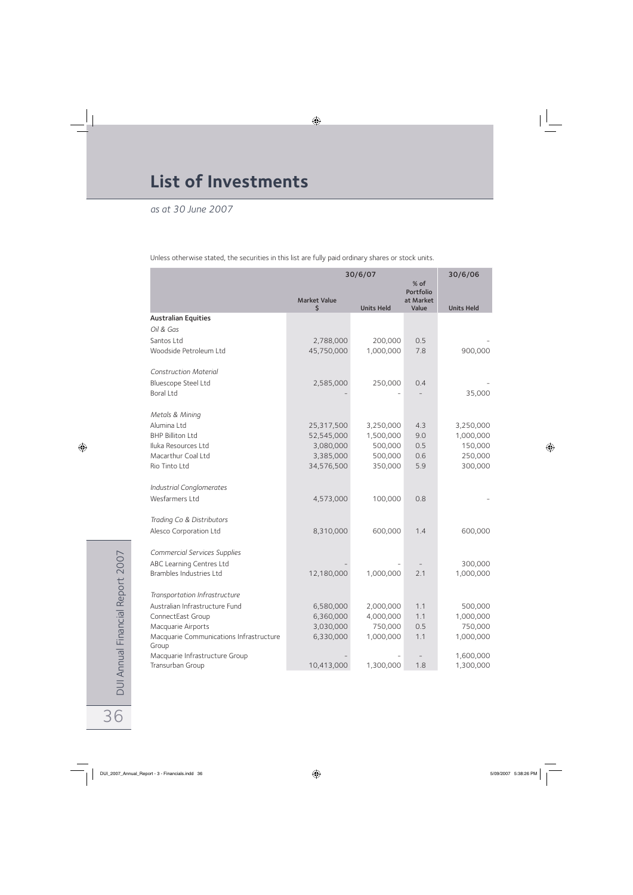# List of Investments

*as at 30 June 2007*

Unless otherwise stated, the securities in this list are fully paid ordinary shares or stock units.

| | 30/6/07 | | | 30/6/06 |
|---|---|---|---|---|
| | Market Value $ | Units Held | % of Portfolio at Market Value | Units Held |
| **Australian Equities** | | | | |
| *Oil & Gas* | | | | |
| Santos Ltd | 2,788,000 | 200,000 | 0.5 | - |
| Woodside Petroleum Ltd | 45,750,000 | 1,000,000 | 7.8 | 900,000 |
| *Construction Material* | | | | |
| Bluescope Steel Ltd | 2,585,000 | 250,000 | 0.4 | - |
| Boral Ltd | - | - | - | 35,000 |
| *Metals & Mining* | | | | |
| Alumina Ltd | 25,317,500 | 3,250,000 | 4.3 | 3,250,000 |
| BHP Billiton Ltd | 52,545,000 | 1,500,000 | 9.0 | 1,000,000 |
| Iluka Resources Ltd | 3,080,000 | 500,000 | 0.5 | 150,000 |
| Macarthur Coal Ltd | 3,385,000 | 500,000 | 0.6 | 250,000 |
| Rio Tinto Ltd | 34,576,500 | 350,000 | 5.9 | 300,000 |
| *Industrial Conglomerates* | | | | |
| Wesfarmers Ltd | 4,573,000 | 100,000 | 0.8 | - |
| *Trading Co & Distributors* | | | | |
| Alesco Corporation Ltd | 8,310,000 | 600,000 | 1.4 | 600,000 |
| *Commercial Services Supplies* | | | | |
| ABC Learning Centres Ltd | - | - | - | 300,000 |
| Brambles Industries Ltd | 12,180,000 | 1,000,000 | 2.1 | 1,000,000 |
| *Transportation Infrastructure* | | | | |
| Australian Infrastructure Fund | 6,580,000 | 2,000,000 | 1.1 | 500,000 |
| ConnectEast Group | 6,360,000 | 4,000,000 | 1.1 | 1,000,000 |
| Macquarie Airports | 3,030,000 | 750,000 | 0.5 | 750,000 |
| Macquarie Communications Infrastructure Group | 6,330,000 | 1,000,000 | 1.1 | 1,000,000 |
| Macquarie Infrastructure Group | - | - | - | 1,600,000 |
| Transurban Group | 10,413,000 | 1,300,000 | 1.8 | 1,300,000 |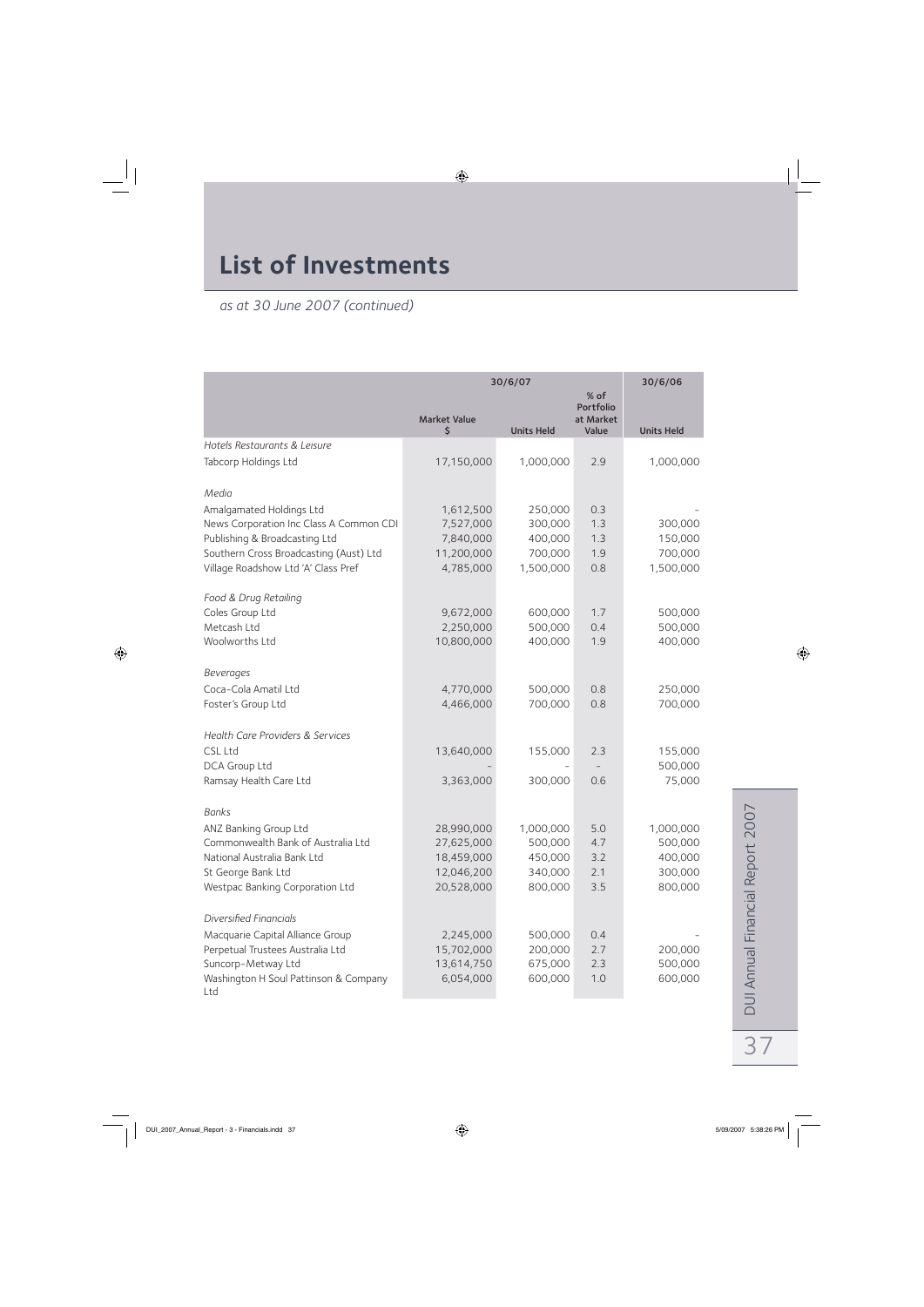# List of Investments

*as at 30 June 2007 (continued)*

| | 30/6/07 | | | 30/6/06 |
|---|---|---|---|---|
| | Market Value $ | Units Held | % of Portfolio at Market Value | Units Held |
| *Hotels Restaurants & Leisure* | | | | |
| Tabcorp Holdings Ltd | 17,150,000 | 1,000,000 | 2.9 | 1,000,000 |
| *Media* | | | | |
| Amalgamated Holdings Ltd | 1,612,500 | 250,000 | 0.3 | - |
| News Corporation Inc Class A Common CDI | 7,527,000 | 300,000 | 1.3 | 300,000 |
| Publishing & Broadcasting Ltd | 7,840,000 | 400,000 | 1.3 | 150,000 |
| Southern Cross Broadcasting (Aust) Ltd | 11,200,000 | 700,000 | 1.9 | 700,000 |
| Village Roadshow Ltd 'A' Class Pref | 4,785,000 | 1,500,000 | 0.8 | 1,500,000 |
| *Food & Drug Retailing* | | | | |
| Coles Group Ltd | 9,672,000 | 600,000 | 1.7 | 500,000 |
| Metcash Ltd | 2,250,000 | 500,000 | 0.4 | 500,000 |
| Woolworths Ltd | 10,800,000 | 400,000 | 1.9 | 400,000 |
| *Beverages* | | | | |
| Coca-Cola Amatil Ltd | 4,770,000 | 500,000 | 0.8 | 250,000 |
| Foster's Group Ltd | 4,466,000 | 700,000 | 0.8 | 700,000 |
| *Health Care Providers & Services* | | | | |
| CSL Ltd | 13,640,000 | 155,000 | 2.3 | 155,000 |
| DCA Group Ltd | - | - | - | 500,000 |
| Ramsay Health Care Ltd | 3,363,000 | 300,000 | 0.6 | 75,000 |
| *Banks* | | | | |
| ANZ Banking Group Ltd | 28,990,000 | 1,000,000 | 5.0 | 1,000,000 |
| Commonwealth Bank of Australia Ltd | 27,625,000 | 500,000 | 4.7 | 500,000 |
| National Australia Bank Ltd | 18,459,000 | 450,000 | 3.2 | 400,000 |
| St George Bank Ltd | 12,046,200 | 340,000 | 2.1 | 300,000 |
| Westpac Banking Corporation Ltd | 20,528,000 | 800,000 | 3.5 | 800,000 |
| *Diversified Financials* | | | | |
| Macquarie Capital Alliance Group | 2,245,000 | 500,000 | 0.4 | - |
| Perpetual Trustees Australia Ltd | 15,702,000 | 200,000 | 2.7 | 200,000 |
| Suncorp-Metway Ltd | 13,614,750 | 675,000 | 2.3 | 500,000 |
| Washington H Soul Pattinson & Company Ltd | 6,054,000 | 600,000 | 1.0 | 600,000 |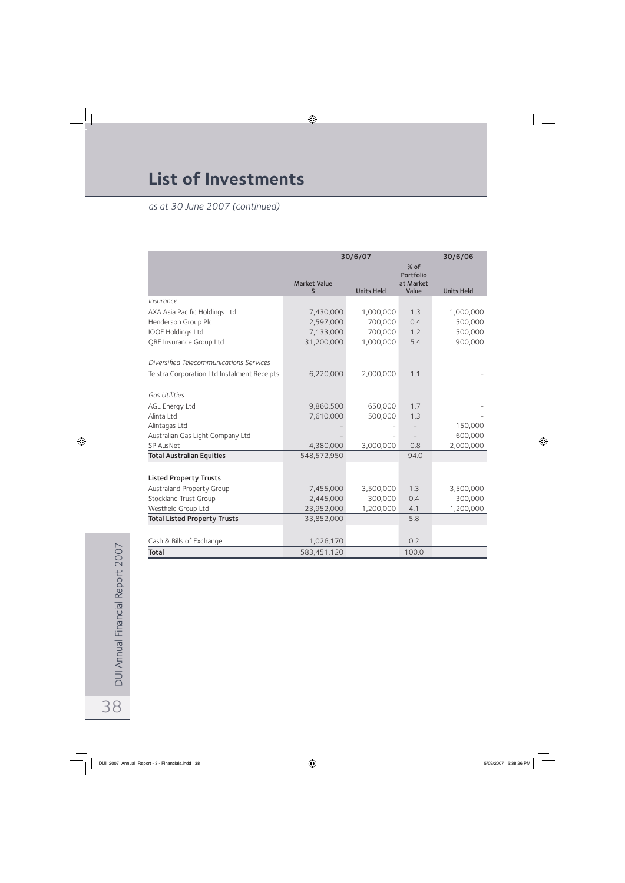# List of Investments

*as at 30 June 2007 (continued)*

| | 30/6/07 | | | 30/6/06 |
|---|---|---|---|---|
| | Market Value $ | Units Held | % of Portfolio at Market Value | Units Held |
| *Insurance* | | | | |
| AXA Asia Pacific Holdings Ltd | 7,430,000 | 1,000,000 | 1.3 | 1,000,000 |
| Henderson Group Plc | 2,597,000 | 700,000 | 0.4 | 500,000 |
| IOOF Holdings Ltd | 7,133,000 | 700,000 | 1.2 | 500,000 |
| QBE Insurance Group Ltd | 31,200,000 | 1,000,000 | 5.4 | 900,000 |
| *Diversified Telecommunications Services* | | | | |
| Telstra Corporation Ltd Instalment Receipts | 6,220,000 | 2,000,000 | 1.1 | - |
| *Gas Utilities* | | | | |
| AGL Energy Ltd | 9,860,500 | 650,000 | 1.7 | - |
| Alinta Ltd | 7,610,000 | 500,000 | 1.3 | - |
| Alintagas Ltd | - | - | - | 150,000 |
| Australian Gas Light Company Ltd | - | - | - | 600,000 |
| SP AusNet | 4,380,000 | 3,000,000 | 0.8 | 2,000,000 |
| **Total Australian Equities** | 548,572,950 | | 94.0 | |
| **Listed Property Trusts** | | | | |
| Australand Property Group | 7,455,000 | 3,500,000 | 1.3 | 3,500,000 |
| Stockland Trust Group | 2,445,000 | 300,000 | 0.4 | 300,000 |
| Westfield Group Ltd | 23,952,000 | 1,200,000 | 4.1 | 1,200,000 |
| **Total Listed Property Trusts** | 33,852,000 | | 5.8 | |
| Cash & Bills of Exchange | 1,026,170 | | 0.2 | |
| **Total** | 583,451,120 | | 100.0 | |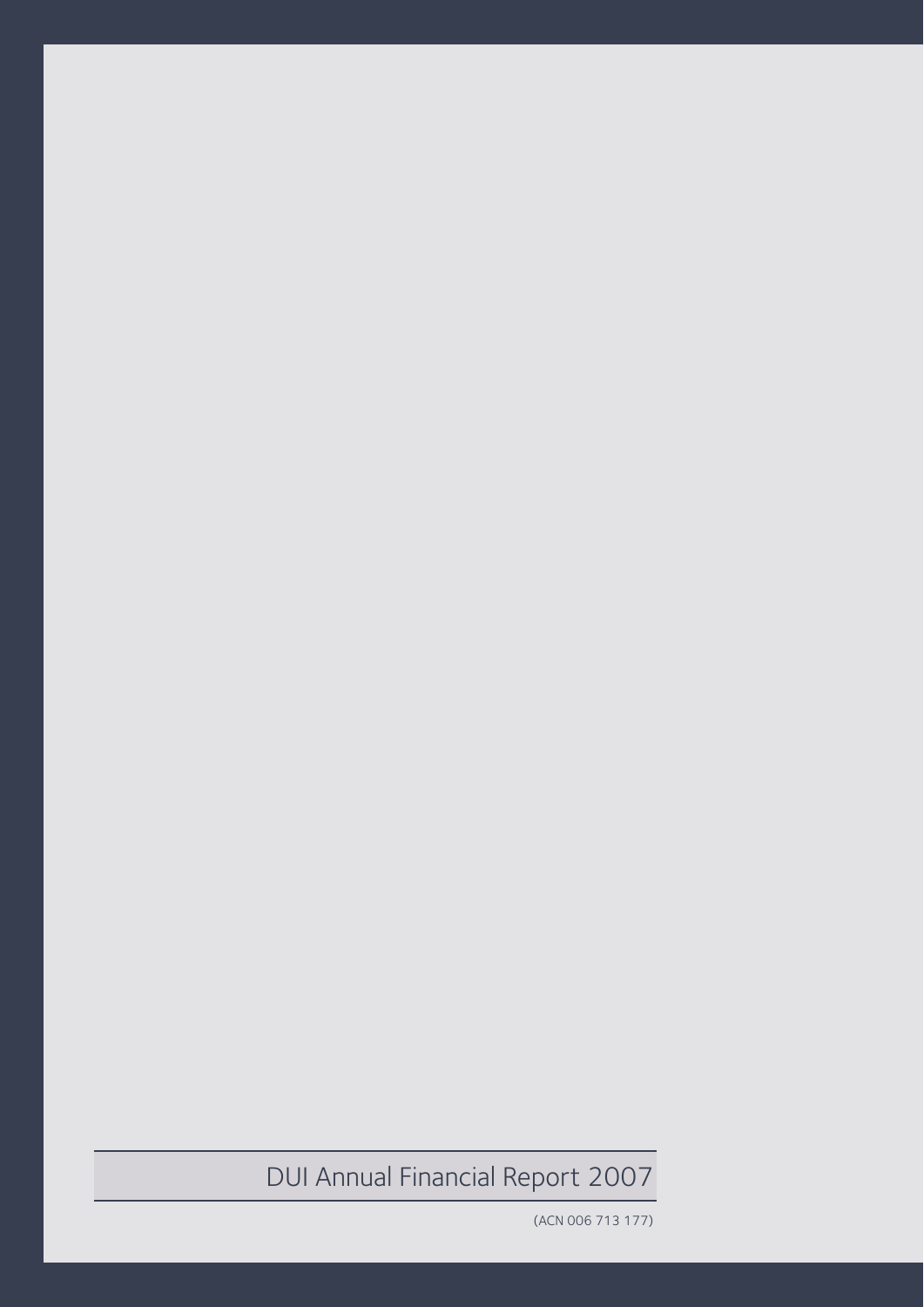DUI Annual Financial Report 2007

(ACN 006 713 177)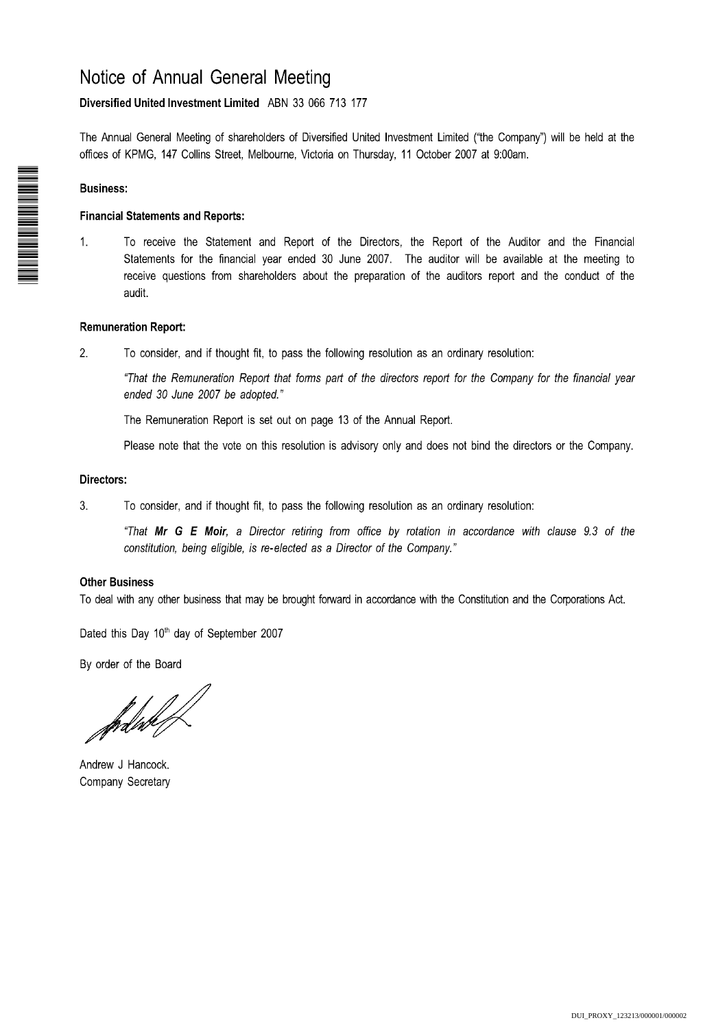# Notice of Annual General Meeting

**Diversified United Investment Limited** ABN 33 066 713 177

The Annual General Meeting of shareholders of Diversified United Investment Limited ("the Company") will be held at the offices of KPMG, 147 Collins Street, Melbourne, Victoria on Thursday, 11 October 2007 at 9:00am.

### Business:

#### Financial Statements and Reports:

1. To receive the Statement and Report of the Directors, the Report of the Auditor and the Financial Statements for the financial year ended 30 June 2007. The auditor will be available at the meeting to receive questions from shareholders about the preparation of the auditors report and the conduct of the audit.

#### Remuneration Report:

2. To consider, and if thought fit, to pass the following resolution as an ordinary resolution:

   *"That the Remuneration Report that forms part of the directors report for the Company for the financial year ended 30 June 2007 be adopted."*

   The Remuneration Report is set out on page 13 of the Annual Report.

   Please note that the vote on this resolution is advisory only and does not bind the directors or the Company.

#### Directors:

3. To consider, and if thought fit, to pass the following resolution as an ordinary resolution:

   *"That **Mr G E Moir**, a Director retiring from office by rotation in accordance with clause 9.3 of the constitution, being eligible, is re-elected as a Director of the Company."*

#### Other Business

To deal with any other business that may be brought forward in accordance with the Constitution and the Corporations Act.

Dated this Day 10th day of September 2007

By order of the Board

Andrew J Hancock.
Company Secretary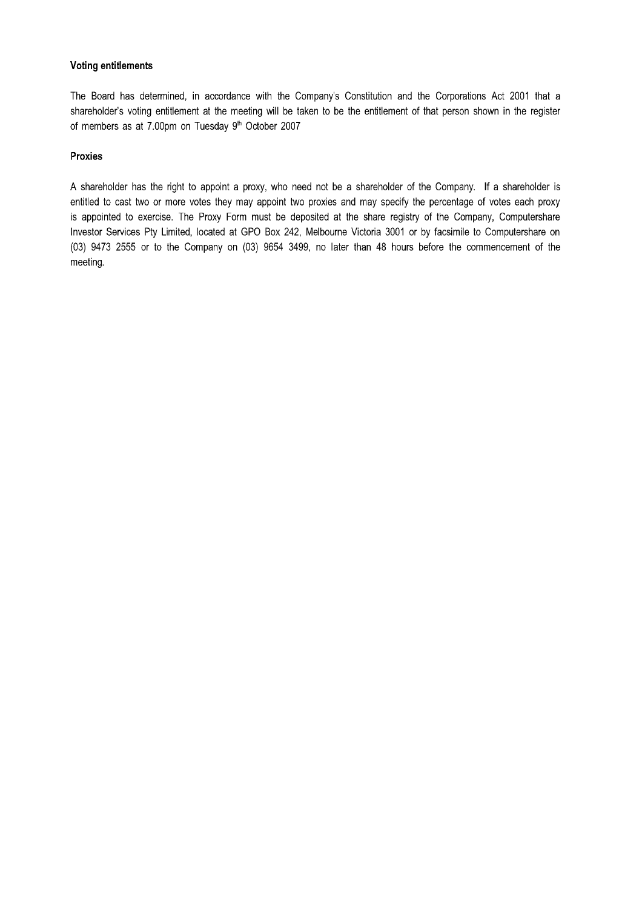### Voting entitlements

The Board has determined, in accordance with the Company's Constitution and the Corporations Act 2001 that a shareholder's voting entitlement at the meeting will be taken to be the entitlement of that person shown in the register of members as at 7.00pm on Tuesday 9th October 2007

### Proxies

A shareholder has the right to appoint a proxy, who need not be a shareholder of the Company. If a shareholder is entitled to cast two or more votes they may appoint two proxies and may specify the percentage of votes each proxy is appointed to exercise. The Proxy Form must be deposited at the share registry of the Company, Computershare Investor Services Pty Limited, located at GPO Box 242, Melbourne Victoria 3001 or by facsimile to Computershare on (03) 9473 2555 or to the Company on (03) 9654 3499, no later than 48 hours before the commencement of the meeting.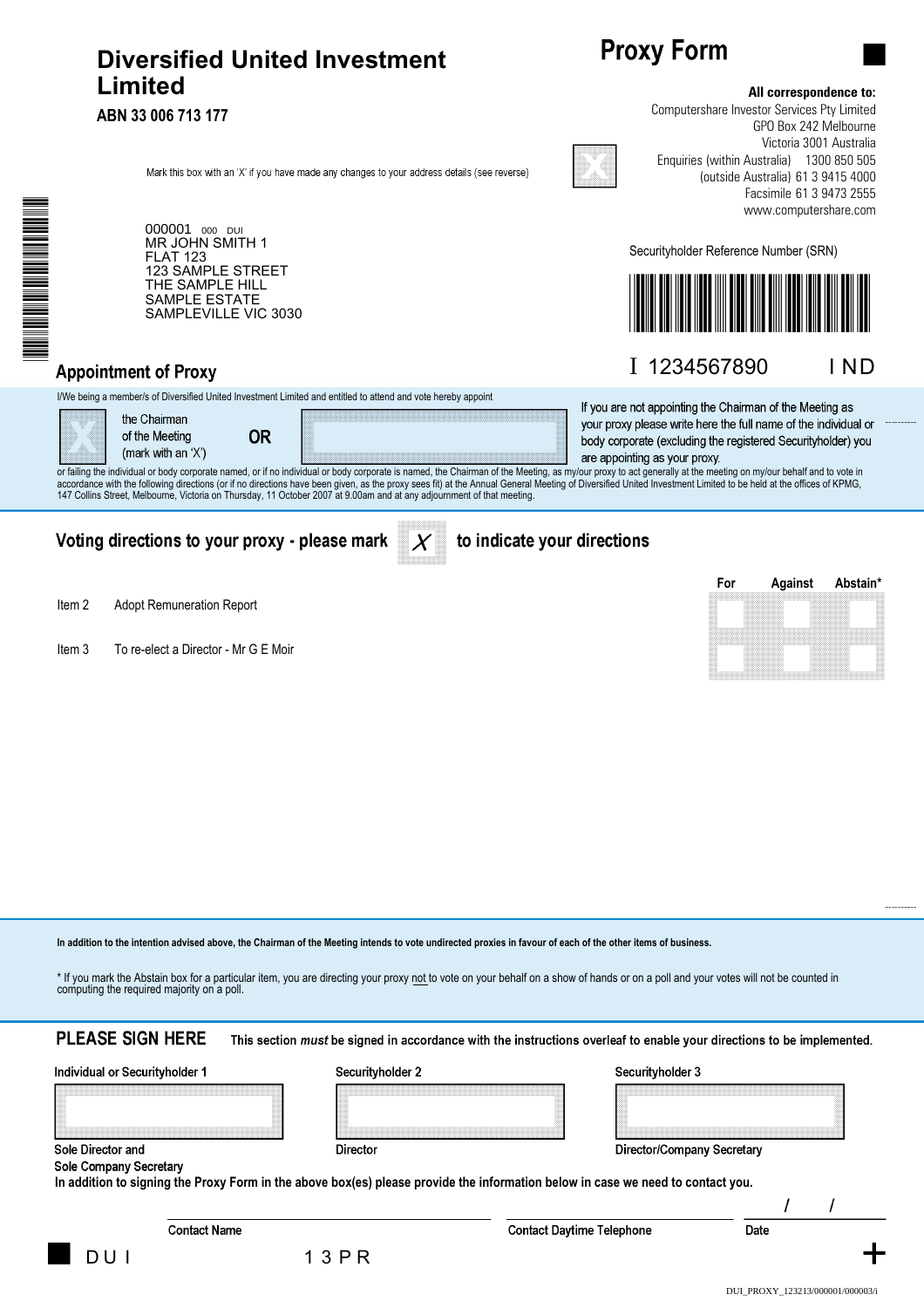# Diversified United Investment Limited

**ABN 33 006 713 177**

## Proxy Form

**All correspondence to:**
Computershare Investor Services Pty Limited
GPO Box 242 Melbourne
Victoria 3001 Australia
Enquiries (within Australia) 1300 850 505
(outside Australia) 61 3 9415 4000
Facsimile 61 3 9473 2555
www.computershare.com

Mark this box with an 'X' if you have made any changes to your address details (see reverse)

000001 000 DUI
MR JOHN SMITH 1
FLAT 123
123 SAMPLE STREET
THE SAMPLE HILL
SAMPLE ESTATE
SAMPLEVILLE VIC 3030

Securityholder Reference Number (SRN)

I 1234567890 I ND

## Appointment of Proxy

I/We being a member/s of Diversified United Investment Limited and entitled to attend and vote hereby appoint

the Chairman of the Meeting (mark with an 'X') **OR**

If you are not appointing the Chairman of the Meeting as your proxy please write here the full name of the individual or body corporate (excluding the registered Securityholder) you are appointing as your proxy.

or failing the individual or body corporate named, or if no individual or body corporate is named, the Chairman of the Meeting, as my/our proxy to act generally at the meeting on my/our behalf and to vote in accordance with the following directions (or if no directions have been given, as the proxy sees fit) at the Annual General Meeting of Diversified United Investment Limited to be held at the offices of KPMG, 147 Collins Street, Melbourne, Victoria on Thursday, 11 October 2007 at 9.00am and at any adjournment of that meeting.

## Voting directions to your proxy - please mark X to indicate your directions

| | | For | Against | Abstain* |
|---|---|---|---|---|
| Item 2 | Adopt Remuneration Report | | | |
| Item 3 | To re-elect a Director - Mr G E Moir | | | |

**In addition to the intention advised above, the Chairman of the Meeting intends to vote undirected proxies in favour of each of the other items of business.**

* If you mark the Abstain box for a particular item, you are directing your proxy not to vote on your behalf on a show of hands or on a poll and your votes will not be counted in computing the required majority on a poll.

## PLEASE SIGN HERE

This section *must* be signed in accordance with the instructions overleaf to enable your directions to be implemented.

| Individual or Securityholder 1 | Securityholder 2 | Securityholder 3 |
|---|---|---|
| | | |
| Sole Director and Sole Company Secretary | Director | Director/Company Secretary |

**In addition to signing the Proxy Form in the above box(es) please provide the information below in case we need to contact you.**

Contact Name ______________ Contact Daytime Telephone ______________ Date ____ / ____ / ____

DUI 13PR

DUI_PROXY_123213/000001/000003/i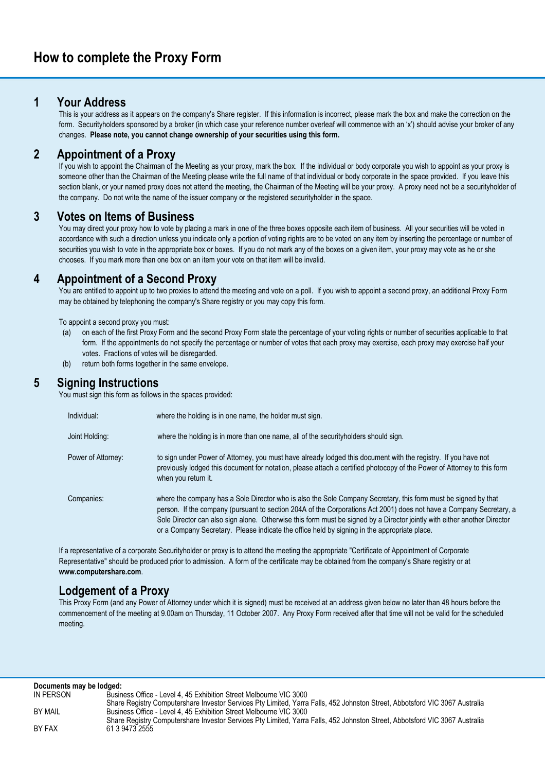# How to complete the Proxy Form

## 1 Your Address

This is your address as it appears on the company's Share register. If this information is incorrect, please mark the box and make the correction on the form. Securityholders sponsored by a broker (in which case your reference number overleaf will commence with an 'x') should advise your broker of any changes. **Please note, you cannot change ownership of your securities using this form.**

## 2 Appointment of a Proxy

If you wish to appoint the Chairman of the Meeting as your proxy, mark the box. If the individual or body corporate you wish to appoint as your proxy is someone other than the Chairman of the Meeting please write the full name of that individual or body corporate in the space provided. If you leave this section blank, or your named proxy does not attend the meeting, the Chairman of the Meeting will be your proxy. A proxy need not be a securityholder of the company. Do not write the name of the issuer company or the registered securityholder in the space.

## 3 Votes on Items of Business

You may direct your proxy how to vote by placing a mark in one of the three boxes opposite each item of business. All your securities will be voted in accordance with such a direction unless you indicate only a portion of voting rights are to be voted on any item by inserting the percentage or number of securities you wish to vote in the appropriate box or boxes. If you do not mark any of the boxes on a given item, your proxy may vote as he or she chooses. If you mark more than one box on an item your vote on that item will be invalid.

## 4 Appointment of a Second Proxy

You are entitled to appoint up to two proxies to attend the meeting and vote on a poll. If you wish to appoint a second proxy, an additional Proxy Form may be obtained by telephoning the company's Share registry or you may copy this form.

To appoint a second proxy you must:

(a) on each of the first Proxy Form and the second Proxy Form state the percentage of your voting rights or number of securities applicable to that form. If the appointments do not specify the percentage or number of votes that each proxy may exercise, each proxy may exercise half your votes. Fractions of votes will be disregarded.

(b) return both forms together in the same envelope.

## 5 Signing Instructions

You must sign this form as follows in the spaces provided:

| | |
|---|---|
| Individual: | where the holding is in one name, the holder must sign. |
| Joint Holding: | where the holding is in more than one name, all of the securityholders should sign. |
| Power of Attorney: | to sign under Power of Attorney, you must have already lodged this document with the registry. If you have not previously lodged this document for notation, please attach a certified photocopy of the Power of Attorney to this form when you return it. |
| Companies: | where the company has a Sole Director who is also the Sole Company Secretary, this form must be signed by that person. If the company (pursuant to section 204A of the Corporations Act 2001) does not have a Company Secretary, a Sole Director can also sign alone. Otherwise this form must be signed by a Director jointly with either another Director or a Company Secretary. Please indicate the office held by signing in the appropriate place. |

If a representative of a corporate Securityholder or proxy is to attend the meeting the appropriate "Certificate of Appointment of Corporate Representative" should be produced prior to admission. A form of the certificate may be obtained from the company's Share registry or at **www.computershare.com**.

## Lodgement of a Proxy

This Proxy Form (and any Power of Attorney under which it is signed) must be received at an address given below no later than 48 hours before the commencement of the meeting at 9.00am on Thursday, 11 October 2007. Any Proxy Form received after that time will not be valid for the scheduled meeting.

**Documents may be lodged:**

| | |
|---|---|
| IN PERSON | Business Office - Level 4, 45 Exhibition Street Melbourne VIC 3000 |
| | Share Registry Computershare Investor Services Pty Limited, Yarra Falls, 452 Johnston Street, Abbotsford VIC 3067 Australia |
| BY MAIL | Business Office - Level 4, 45 Exhibition Street Melbourne VIC 3000 |
| | Share Registry Computershare Investor Services Pty Limited, Yarra Falls, 452 Johnston Street, Abbotsford VIC 3067 Australia |
| BY FAX | 61 3 9473 2555 |